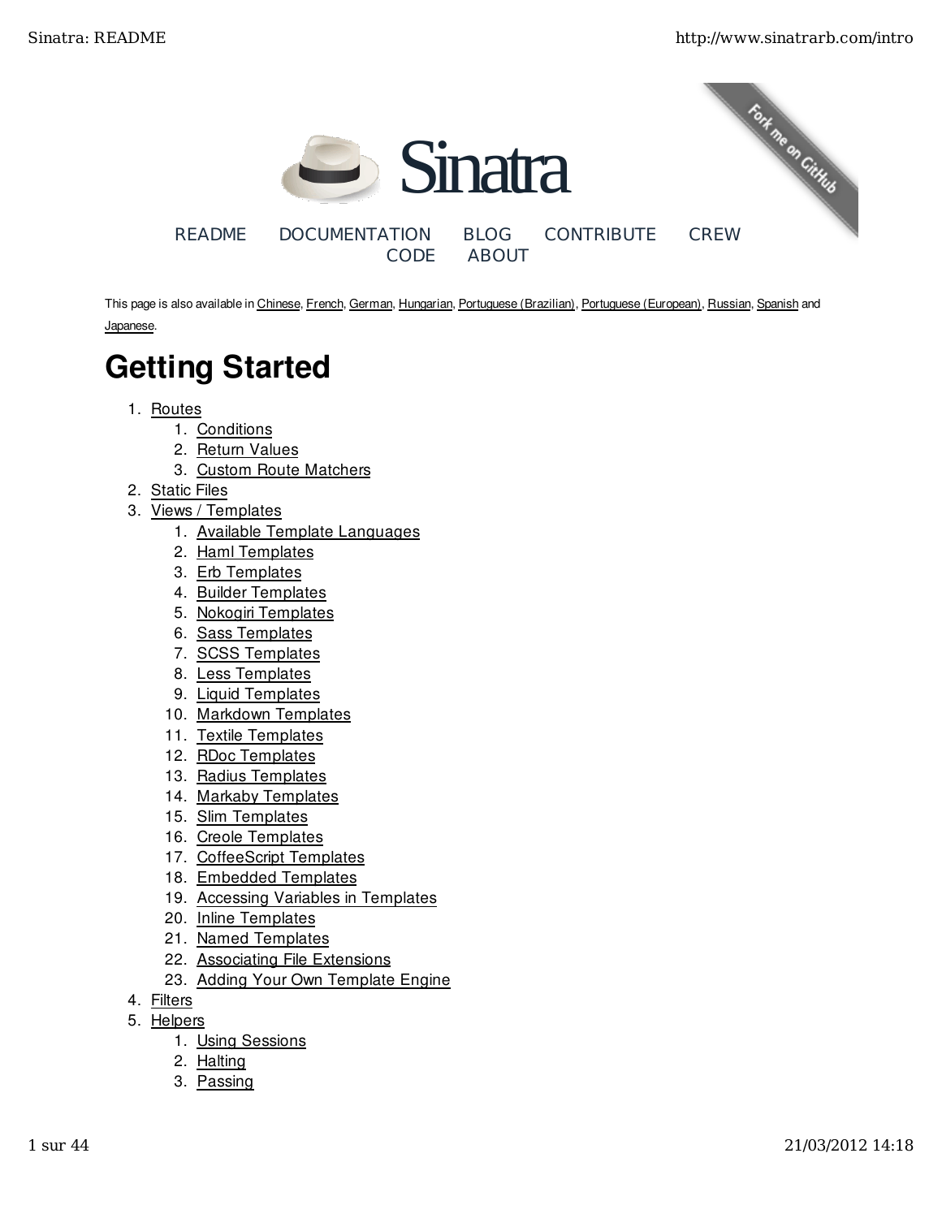# Sinatra

README DOCUMENTATION BLOG CONTRIBUTE CREW CODE ABOUT

This page is also available in Chinese, French, German, Hungarian, Portuguese (Brazilian), Portuguese (European), Russian, Spanish and Japanese.

# Getting Started

1. Routes
   1. Conditions
   2. Return Values
   3. Custom Route Matchers
2. Static Files
3. Views / Templates
   1. Available Template Languages
   2. Haml Templates
   3. Erb Templates
   4. Builder Templates
   5. Nokogiri Templates
   6. Sass Templates
   7. SCSS Templates
   8. Less Templates
   9. Liquid Templates
   10. Markdown Templates
   11. Textile Templates
   12. RDoc Templates
   13. Radius Templates
   14. Markaby Templates
   15. Slim Templates
   16. Creole Templates
   17. CoffeeScript Templates
   18. Embedded Templates
   19. Accessing Variables in Templates
   20. Inline Templates
   21. Named Templates
   22. Associating File Extensions
   23. Adding Your Own Template Engine
4. Filters
5. Helpers
   1. Using Sessions
   2. Halting
   3. Passing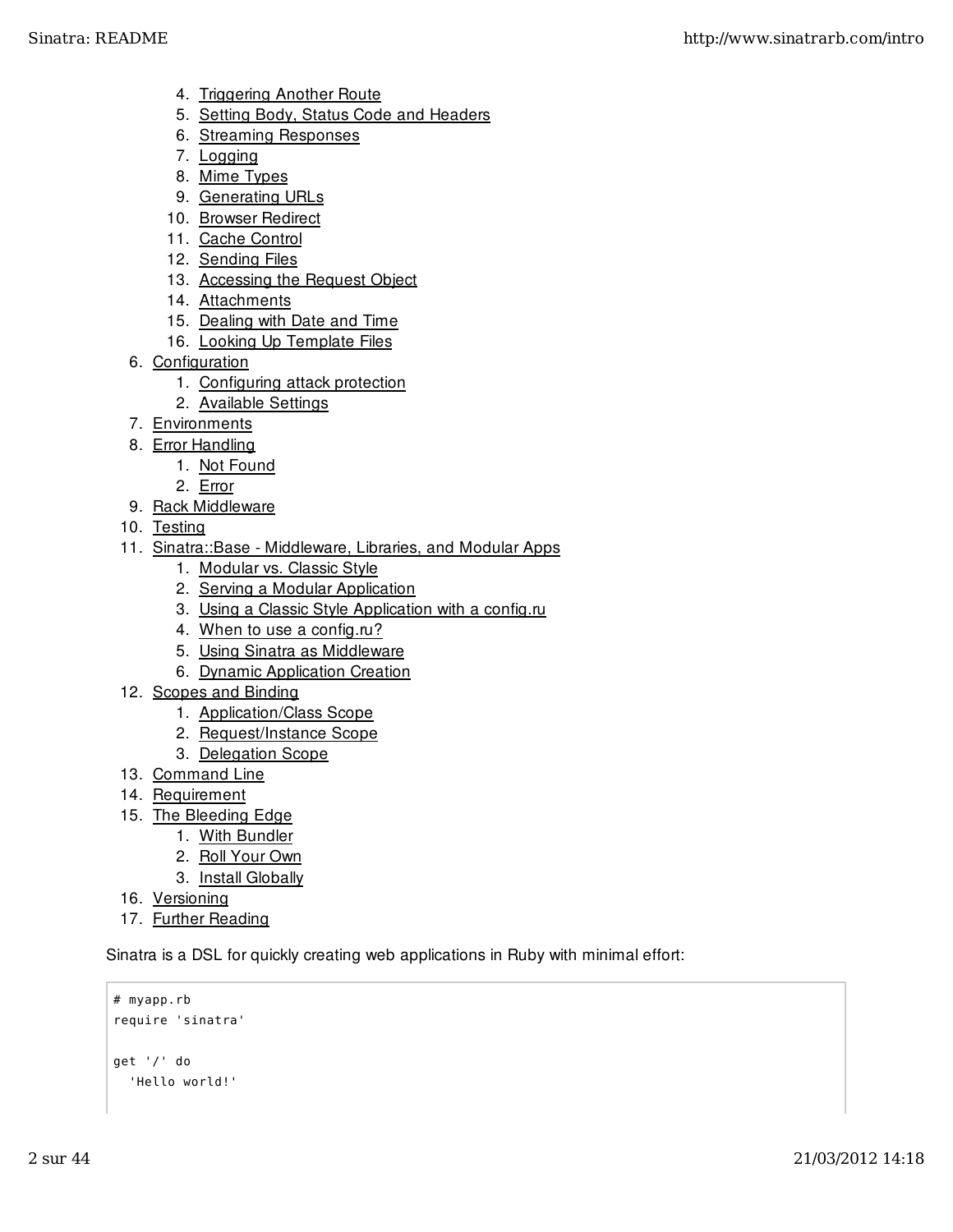4. Triggering Another Route
    5. Setting Body, Status Code and Headers
    6. Streaming Responses
    7. Logging
    8. Mime Types
    9. Generating URLs
    10. Browser Redirect
    11. Cache Control
    12. Sending Files
    13. Accessing the Request Object
    14. Attachments
    15. Dealing with Date and Time
    16. Looking Up Template Files
6. Configuration
    1. Configuring attack protection
    2. Available Settings
7. Environments
8. Error Handling
    1. Not Found
    2. Error
9. Rack Middleware
10. Testing
11. Sinatra::Base - Middleware, Libraries, and Modular Apps
    1. Modular vs. Classic Style
    2. Serving a Modular Application
    3. Using a Classic Style Application with a config.ru
    4. When to use a config.ru?
    5. Using Sinatra as Middleware
    6. Dynamic Application Creation
12. Scopes and Binding
    1. Application/Class Scope
    2. Request/Instance Scope
    3. Delegation Scope
13. Command Line
14. Requirement
15. The Bleeding Edge
    1. With Bundler
    2. Roll Your Own
    3. Install Globally
16. Versioning
17. Further Reading

Sinatra is a DSL for quickly creating web applications in Ruby with minimal effort:

```
# myapp.rb
require 'sinatra'

get '/' do
  'Hello world!'
```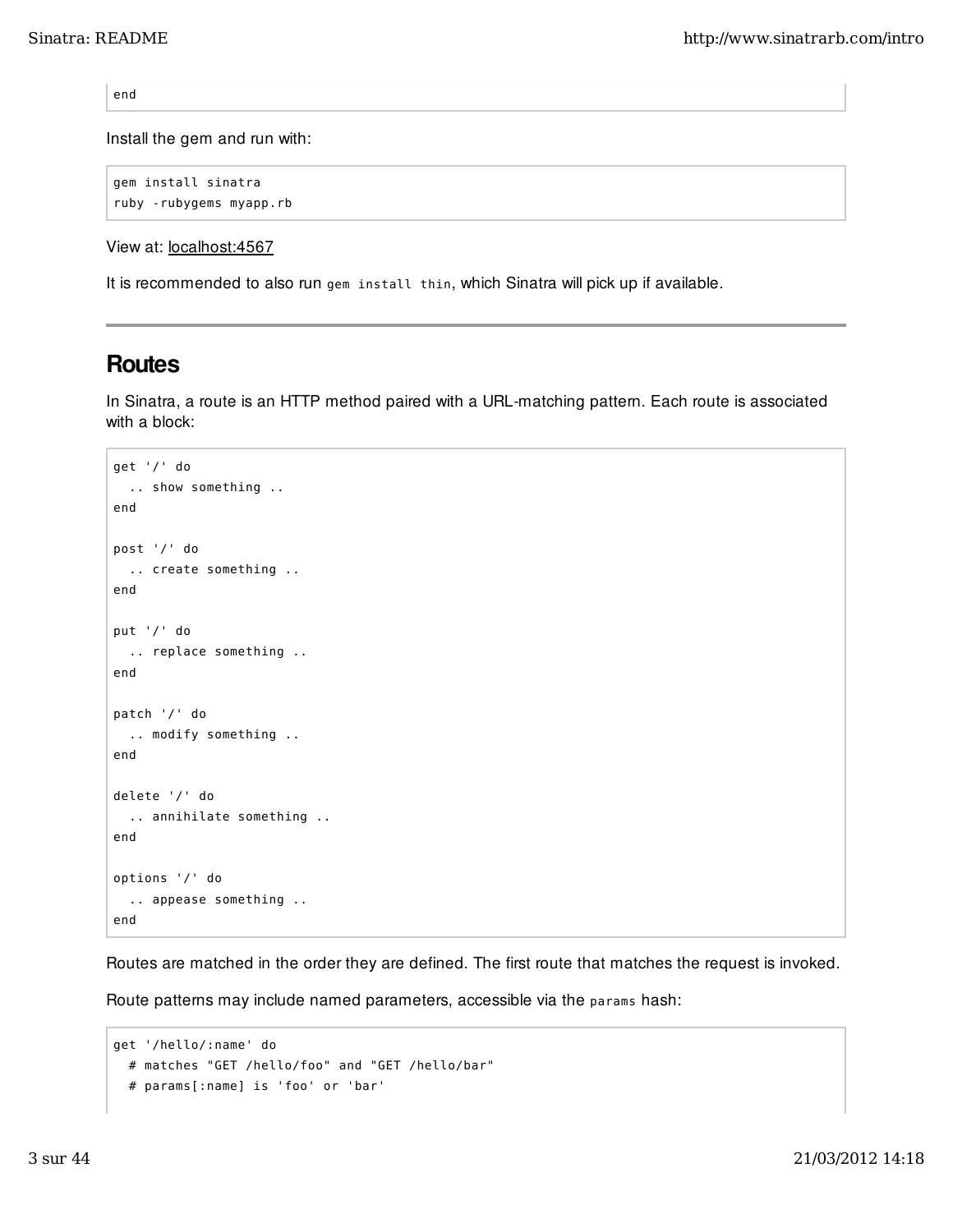```
end
```

Install the gem and run with:

```
gem install sinatra
ruby -rubygems myapp.rb
```

View at: localhost:4567

It is recommended to also run `gem install thin`, which Sinatra will pick up if available.

---

## Routes

In Sinatra, a route is an HTTP method paired with a URL-matching pattern. Each route is associated with a block:

```
get '/' do
  .. show something ..
end

post '/' do
  .. create something ..
end

put '/' do
  .. replace something ..
end

patch '/' do
  .. modify something ..
end

delete '/' do
  .. annihilate something ..
end

options '/' do
  .. appease something ..
end
```

Routes are matched in the order they are defined. The first route that matches the request is invoked.

Route patterns may include named parameters, accessible via the `params` hash:

```
get '/hello/:name' do
  # matches "GET /hello/foo" and "GET /hello/bar"
  # params[:name] is 'foo' or 'bar'
```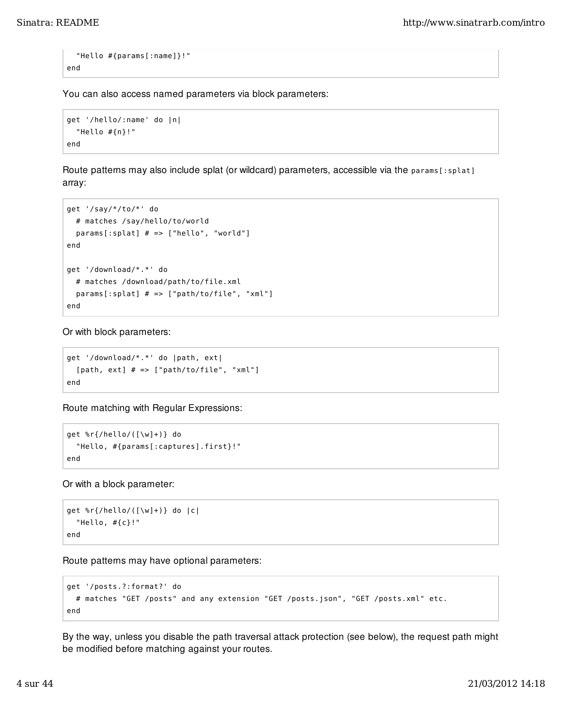```
  "Hello #{params[:name]}!"
end
```

You can also access named parameters via block parameters:

```
get '/hello/:name' do |n|
  "Hello #{n}!"
end
```

Route patterns may also include splat (or wildcard) parameters, accessible via the `params[:splat]` array:

```
get '/say/*/to/*' do
  # matches /say/hello/to/world
  params[:splat] # => ["hello", "world"]
end

get '/download/*.*' do
  # matches /download/path/to/file.xml
  params[:splat] # => ["path/to/file", "xml"]
end
```

Or with block parameters:

```
get '/download/*.*' do |path, ext|
  [path, ext] # => ["path/to/file", "xml"]
end
```

Route matching with Regular Expressions:

```
get %r{/hello/([\w]+)} do
  "Hello, #{params[:captures].first}!"
end
```

Or with a block parameter:

```
get %r{/hello/([\w]+)} do |c|
  "Hello, #{c}!"
end
```

Route patterns may have optional parameters:

```
get '/posts.?:format?' do
  # matches "GET /posts" and any extension "GET /posts.json", "GET /posts.xml" etc.
end
```

By the way, unless you disable the path traversal attack protection (see below), the request path might be modified before matching against your routes.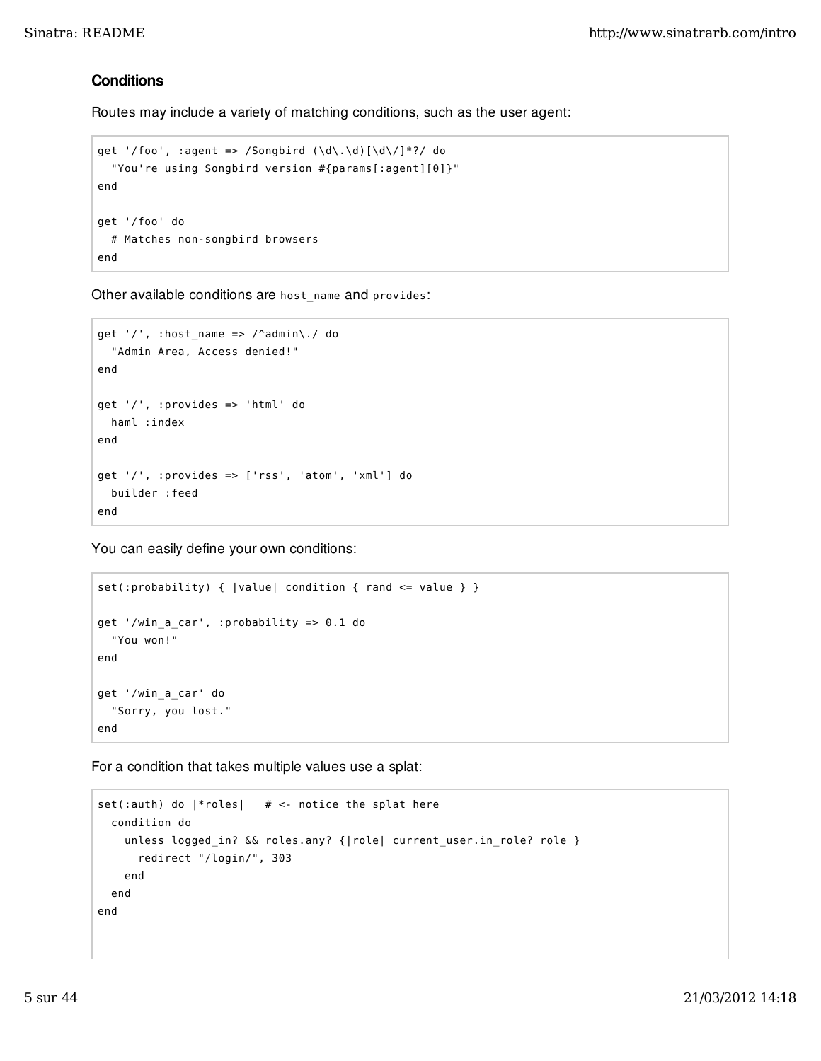### Conditions

Routes may include a variety of matching conditions, such as the user agent:

```
get '/foo', :agent => /Songbird (\d\.\d)[\d\/]*?/ do
  "You're using Songbird version #{params[:agent][0]}"
end

get '/foo' do
  # Matches non-songbird browsers
end
```

Other available conditions are `host_name` and `provides`:

```
get '/', :host_name => /^admin\./ do
  "Admin Area, Access denied!"
end

get '/', :provides => 'html' do
  haml :index
end

get '/', :provides => ['rss', 'atom', 'xml'] do
  builder :feed
end
```

You can easily define your own conditions:

```
set(:probability) { |value| condition { rand <= value } }

get '/win_a_car', :probability => 0.1 do
  "You won!"
end

get '/win_a_car' do
  "Sorry, you lost."
end
```

For a condition that takes multiple values use a splat:

```
set(:auth) do |*roles|   # <- notice the splat here
  condition do
    unless logged_in? && roles.any? {|role| current_user.in_role? role }
      redirect "/login/", 303
    end
  end
end
```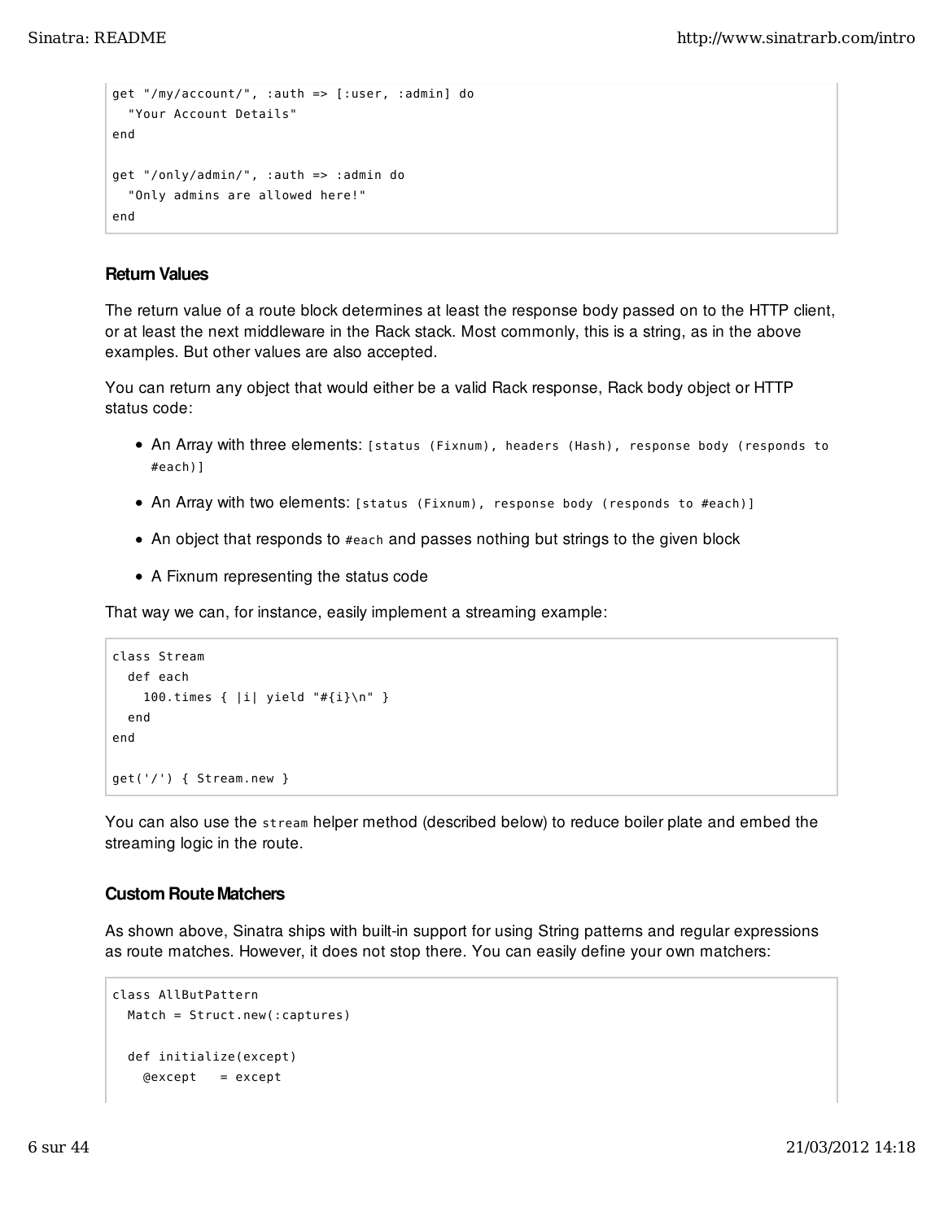```
get "/my/account/", :auth => [:user, :admin] do
  "Your Account Details"
end

get "/only/admin/", :auth => :admin do
  "Only admins are allowed here!"
end
```

### Return Values

The return value of a route block determines at least the response body passed on to the HTTP client, or at least the next middleware in the Rack stack. Most commonly, this is a string, as in the above examples. But other values are also accepted.

You can return any object that would either be a valid Rack response, Rack body object or HTTP status code:

- An Array with three elements: `[status (Fixnum), headers (Hash), response body (responds to #each)]`
- An Array with two elements: `[status (Fixnum), response body (responds to #each)]`
- An object that responds to `#each` and passes nothing but strings to the given block
- A Fixnum representing the status code

That way we can, for instance, easily implement a streaming example:

```
class Stream
  def each
    100.times { |i| yield "#{i}\n" }
  end
end

get('/') { Stream.new }
```

You can also use the `stream` helper method (described below) to reduce boiler plate and embed the streaming logic in the route.

### Custom Route Matchers

As shown above, Sinatra ships with built-in support for using String patterns and regular expressions as route matches. However, it does not stop there. You can easily define your own matchers:

```
class AllButPattern
  Match = Struct.new(:captures)

  def initialize(except)
    @except   = except
```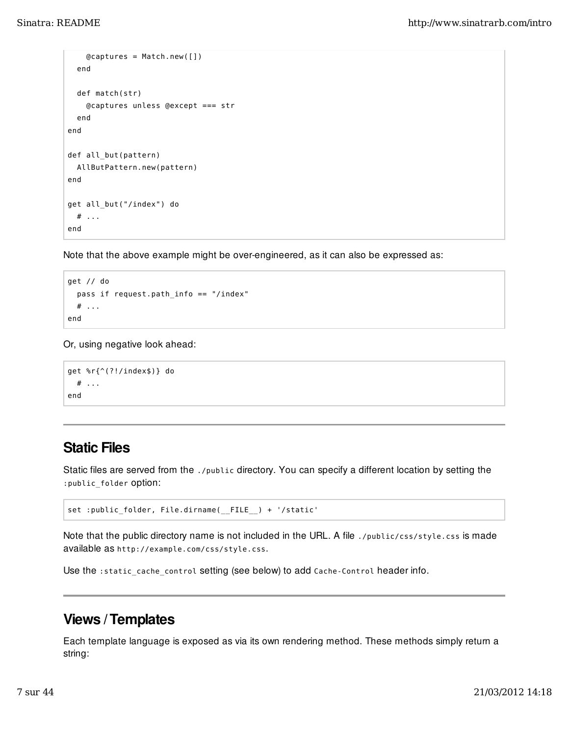```
    @captures = Match.new([])
  end

  def match(str)
    @captures unless @except === str
  end
end

def all_but(pattern)
  AllButPattern.new(pattern)
end

get all_but("/index") do
  # ...
end
```

Note that the above example might be over-engineered, as it can also be expressed as:

```
get // do
  pass if request.path_info == "/index"
  # ...
end
```

Or, using negative look ahead:

```
get %r{^(?!/index$)} do
  # ...
end
```

---

## Static Files

Static files are served from the `./public` directory. You can specify a different location by setting the `:public_folder` option:

```
set :public_folder, File.dirname(__FILE__) + '/static'
```

Note that the public directory name is not included in the URL. A file `./public/css/style.css` is made available as `http://example.com/css/style.css`.

Use the `:static_cache_control` setting (see below) to add `Cache-Control` header info.

---

## Views / Templates

Each template language is exposed as via its own rendering method. These methods simply return a string: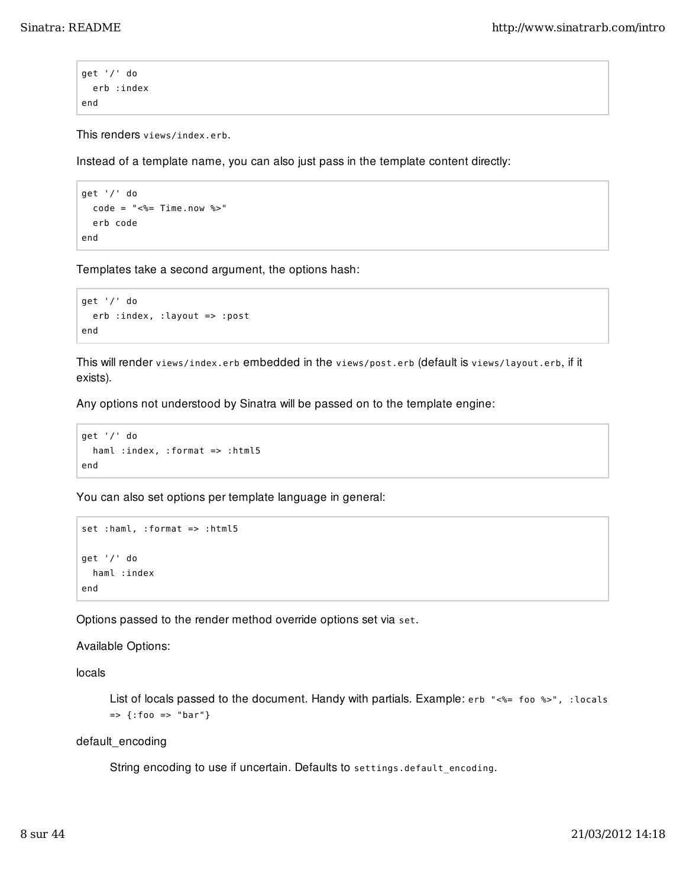```
get '/' do
  erb :index
end
```

This renders `views/index.erb`.

Instead of a template name, you can also just pass in the template content directly:

```
get '/' do
  code = "<%= Time.now %>"
  erb code
end
```

Templates take a second argument, the options hash:

```
get '/' do
  erb :index, :layout => :post
end
```

This will render `views/index.erb` embedded in the `views/post.erb` (default is `views/layout.erb`, if it exists).

Any options not understood by Sinatra will be passed on to the template engine:

```
get '/' do
  haml :index, :format => :html5
end
```

You can also set options per template language in general:

```
set :haml, :format => :html5

get '/' do
  haml :index
end
```

Options passed to the render method override options set via `set`.

Available Options:

locals

> List of locals passed to the document. Handy with partials. Example: `erb "<%= foo %>", :locals => {:foo => "bar"}`

default_encoding

> String encoding to use if uncertain. Defaults to `settings.default_encoding`.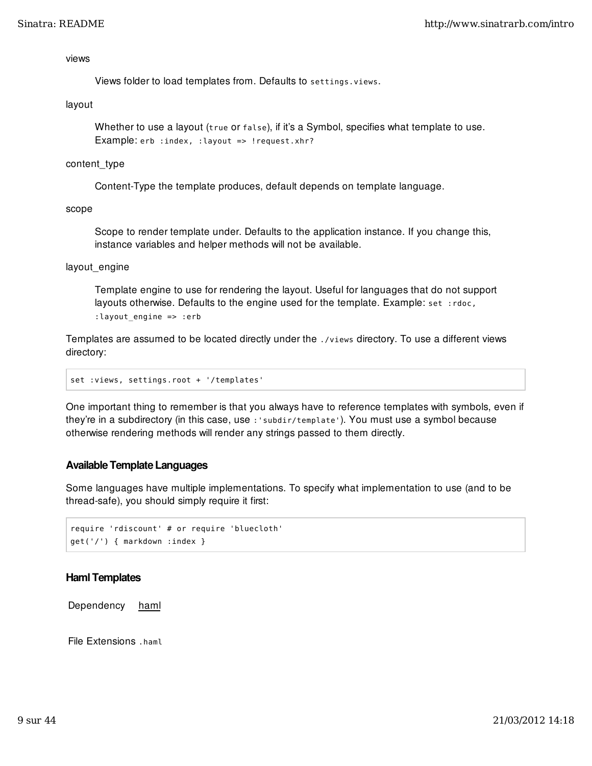views

Views folder to load templates from. Defaults to `settings.views`.

layout

Whether to use a layout (`true` or `false`), if it's a Symbol, specifies what template to use. Example: `erb :index, :layout => !request.xhr?`

content_type

Content-Type the template produces, default depends on template language.

scope

Scope to render template under. Defaults to the application instance. If you change this, instance variables and helper methods will not be available.

layout_engine

Template engine to use for rendering the layout. Useful for languages that do not support layouts otherwise. Defaults to the engine used for the template. Example: `set :rdoc, :layout_engine => :erb`

Templates are assumed to be located directly under the `./views` directory. To use a different views directory:

```
set :views, settings.root + '/templates'
```

One important thing to remember is that you always have to reference templates with symbols, even if they're in a subdirectory (in this case, use `:'subdir/template'`). You must use a symbol because otherwise rendering methods will render any strings passed to them directly.

### Available Template Languages

Some languages have multiple implementations. To specify what implementation to use (and to be thread-safe), you should simply require it first:

```
require 'rdiscount' # or require 'bluecloth'
get('/') { markdown :index }
```

### Haml Templates

| | |
|---|---|
| Dependency | haml |
| File Extensions | `.haml` |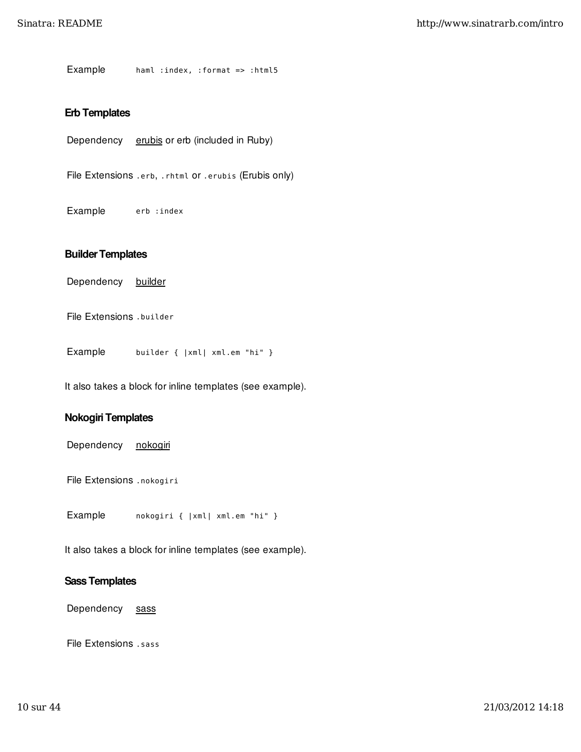| | |
|---|---|
| Example | `haml :index, :format => :html5` |

### Erb Templates

| | |
|---|---|
| Dependency | erubis or erb (included in Ruby) |
| File Extensions | `.erb`, `.rhtml` or `.erubis` (Erubis only) |
| Example | `erb :index` |

### Builder Templates

| | |
|---|---|
| Dependency | builder |
| File Extensions | `.builder` |
| Example | `builder { |xml| xml.em "hi" }` |

It also takes a block for inline templates (see example).

### Nokogiri Templates

| | |
|---|---|
| Dependency | nokogiri |
| File Extensions | `.nokogiri` |
| Example | `nokogiri { |xml| xml.em "hi" }` |

It also takes a block for inline templates (see example).

### Sass Templates

| | |
|---|---|
| Dependency | sass |
| File Extensions | `.sass` |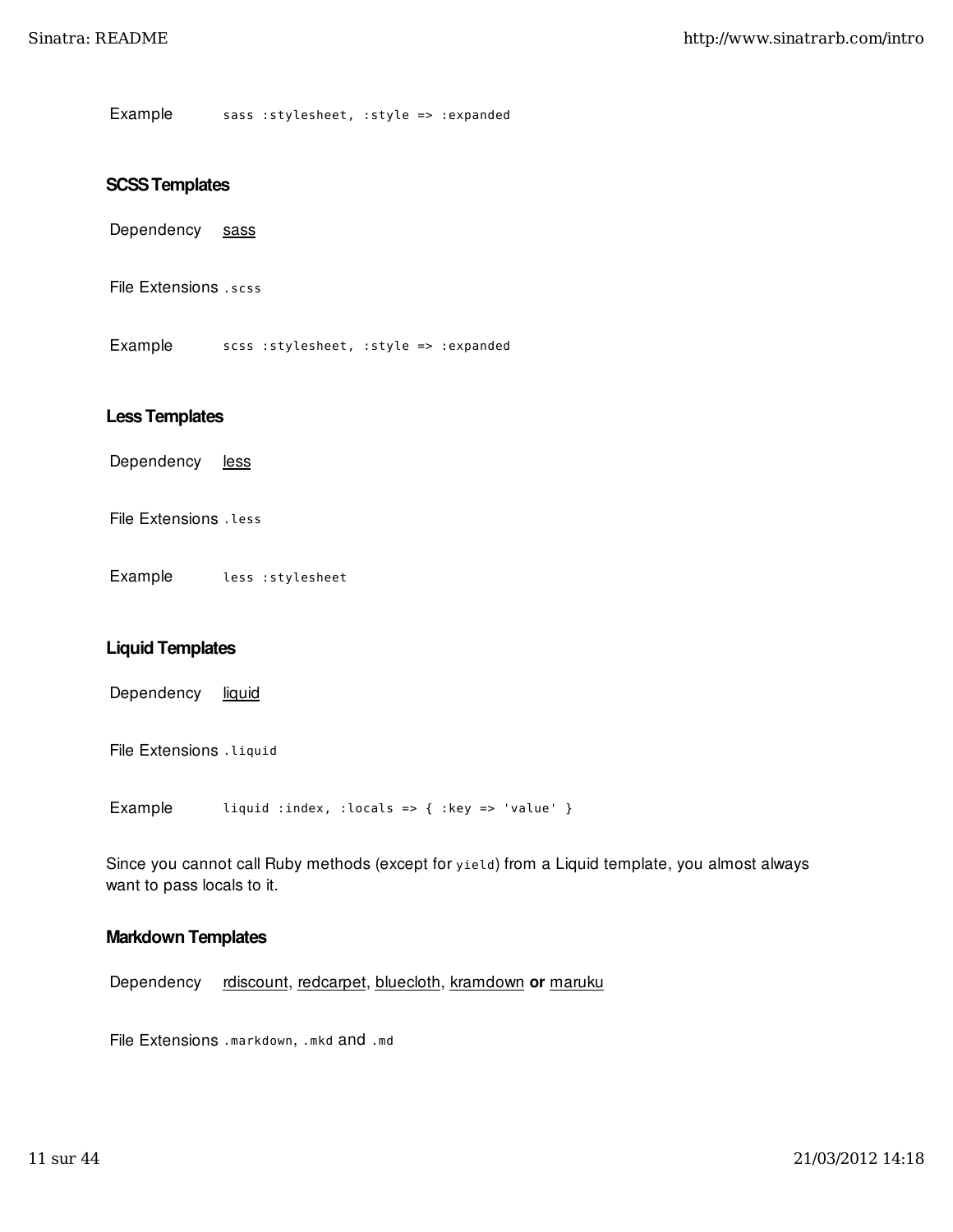| | |
|---|---|
| Example | `sass :stylesheet, :style => :expanded` |

### SCSS Templates

| | |
|---|---|
| Dependency | sass |
| File Extensions | `.scss` |
| Example | `scss :stylesheet, :style => :expanded` |

### Less Templates

| | |
|---|---|
| Dependency | less |
| File Extensions | `.less` |
| Example | `less :stylesheet` |

### Liquid Templates

| | |
|---|---|
| Dependency | liquid |
| File Extensions | `.liquid` |
| Example | `liquid :index, :locals => { :key => 'value' }` |

Since you cannot call Ruby methods (except for `yield`) from a Liquid template, you almost always want to pass locals to it.

### Markdown Templates

| | |
|---|---|
| Dependency | rdiscount, redcarpet, bluecloth, kramdown **or** maruku |
| File Extensions | `.markdown`, `.mkd` and `.md` |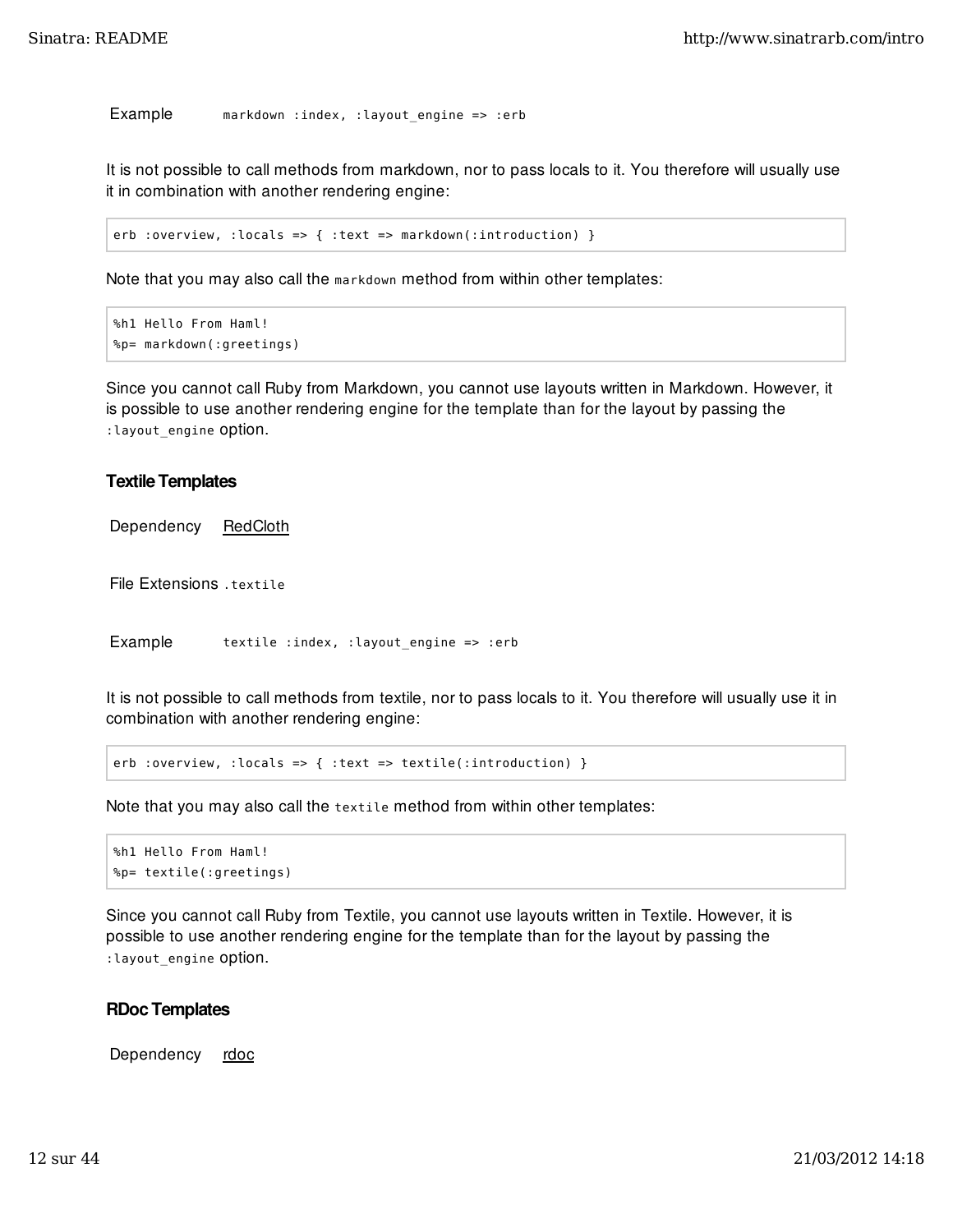| | |
|---|---|
| Example | `markdown :index, :layout_engine => :erb` |

It is not possible to call methods from markdown, nor to pass locals to it. You therefore will usually use it in combination with another rendering engine:

```
erb :overview, :locals => { :text => markdown(:introduction) }
```

Note that you may also call the `markdown` method from within other templates:

```
%h1 Hello From Haml!
%p= markdown(:greetings)
```

Since you cannot call Ruby from Markdown, you cannot use layouts written in Markdown. However, it is possible to use another rendering engine for the template than for the layout by passing the `:layout_engine` option.

#### Textile Templates

| | |
|---|---|
| Dependency | RedCloth |
| File Extensions | `.textile` |
| Example | `textile :index, :layout_engine => :erb` |

It is not possible to call methods from textile, nor to pass locals to it. You therefore will usually use it in combination with another rendering engine:

```
erb :overview, :locals => { :text => textile(:introduction) }
```

Note that you may also call the `textile` method from within other templates:

```
%h1 Hello From Haml!
%p= textile(:greetings)
```

Since you cannot call Ruby from Textile, you cannot use layouts written in Textile. However, it is possible to use another rendering engine for the template than for the layout by passing the `:layout_engine` option.

#### RDoc Templates

| | |
|---|---|
| Dependency | rdoc |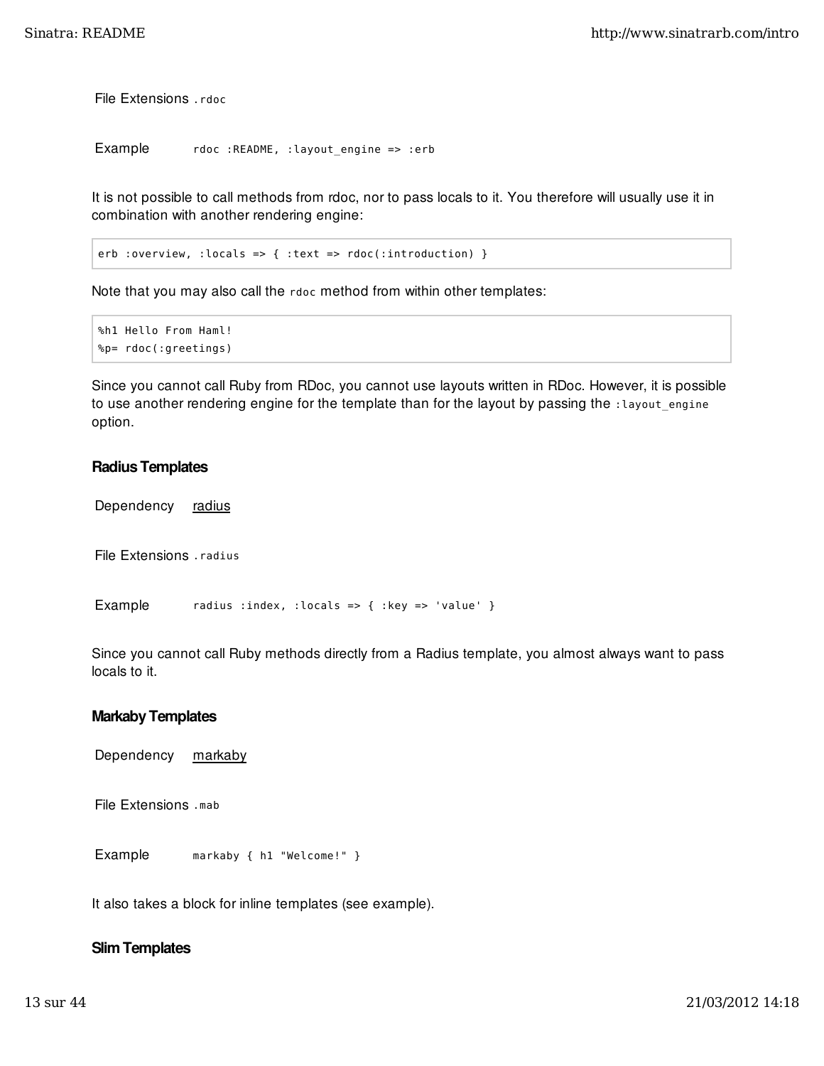| | |
|---|---|
| File Extensions | `.rdoc` |
| Example | `rdoc :README, :layout_engine => :erb` |

It is not possible to call methods from rdoc, nor to pass locals to it. You therefore will usually use it in combination with another rendering engine:

```
erb :overview, :locals => { :text => rdoc(:introduction) }
```

Note that you may also call the `rdoc` method from within other templates:

```
%h1 Hello From Haml!
%p= rdoc(:greetings)
```

Since you cannot call Ruby from RDoc, you cannot use layouts written in RDoc. However, it is possible to use another rendering engine for the template than for the layout by passing the `:layout_engine` option.

#### Radius Templates

| | |
|---|---|
| Dependency | radius |
| File Extensions | `.radius` |
| Example | `radius :index, :locals => { :key => 'value' }` |

Since you cannot call Ruby methods directly from a Radius template, you almost always want to pass locals to it.

#### Markaby Templates

| | |
|---|---|
| Dependency | markaby |
| File Extensions | `.mab` |
| Example | `markaby { h1 "Welcome!" }` |

It also takes a block for inline templates (see example).

#### Slim Templates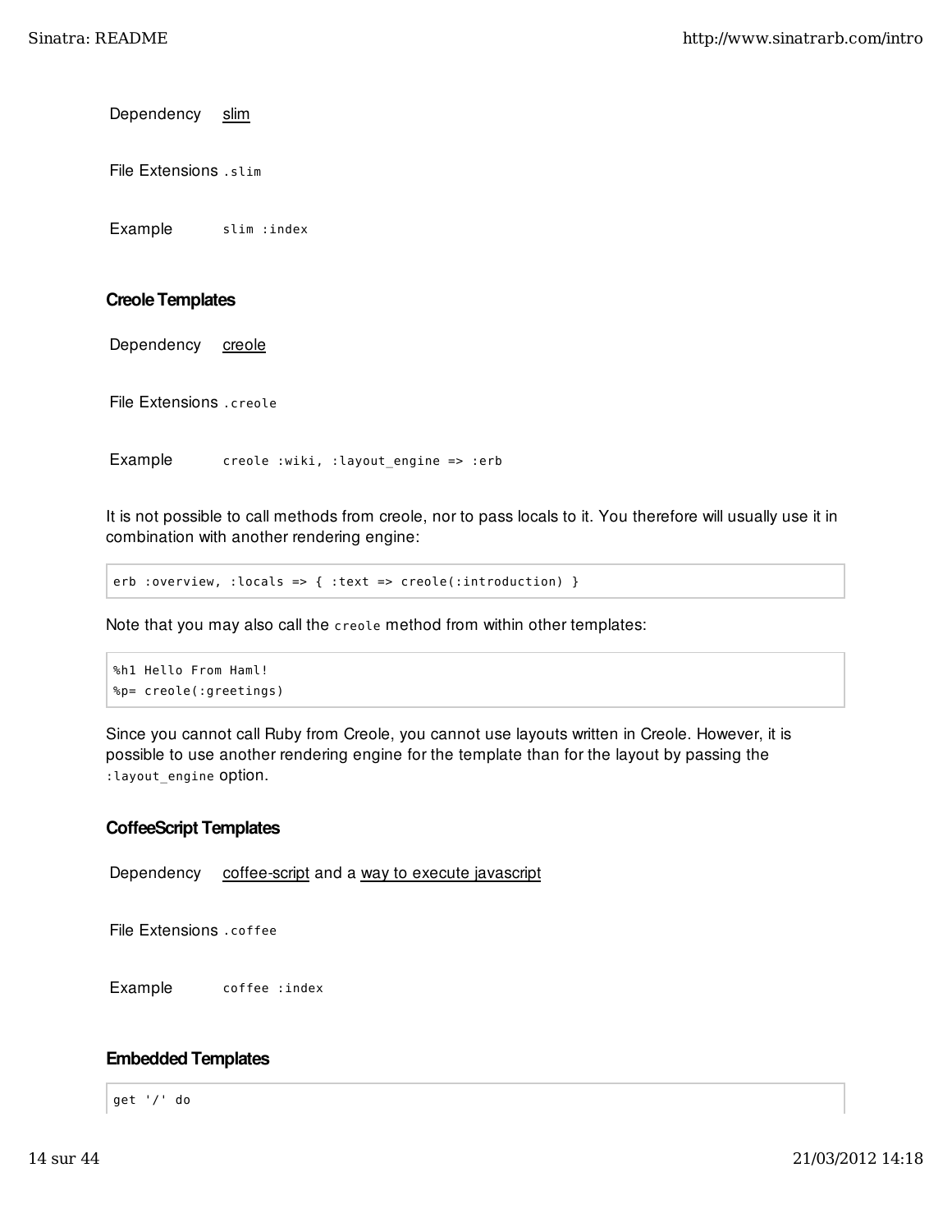| | |
|---|---|
| Dependency | slim |
| File Extensions | `.slim` |
| Example | `slim :index` |

### Creole Templates

| | |
|---|---|
| Dependency | creole |
| File Extensions | `.creole` |
| Example | `creole :wiki, :layout_engine => :erb` |

It is not possible to call methods from creole, nor to pass locals to it. You therefore will usually use it in combination with another rendering engine:

```
erb :overview, :locals => { :text => creole(:introduction) }
```

Note that you may also call the `creole` method from within other templates:

```
%h1 Hello From Haml!
%p= creole(:greetings)
```

Since you cannot call Ruby from Creole, you cannot use layouts written in Creole. However, it is possible to use another rendering engine for the template than for the layout by passing the `:layout_engine` option.

### CoffeeScript Templates

| | |
|---|---|
| Dependency | coffee-script and a way to execute javascript |
| File Extensions | `.coffee` |
| Example | `coffee :index` |

### Embedded Templates

```
get '/' do
```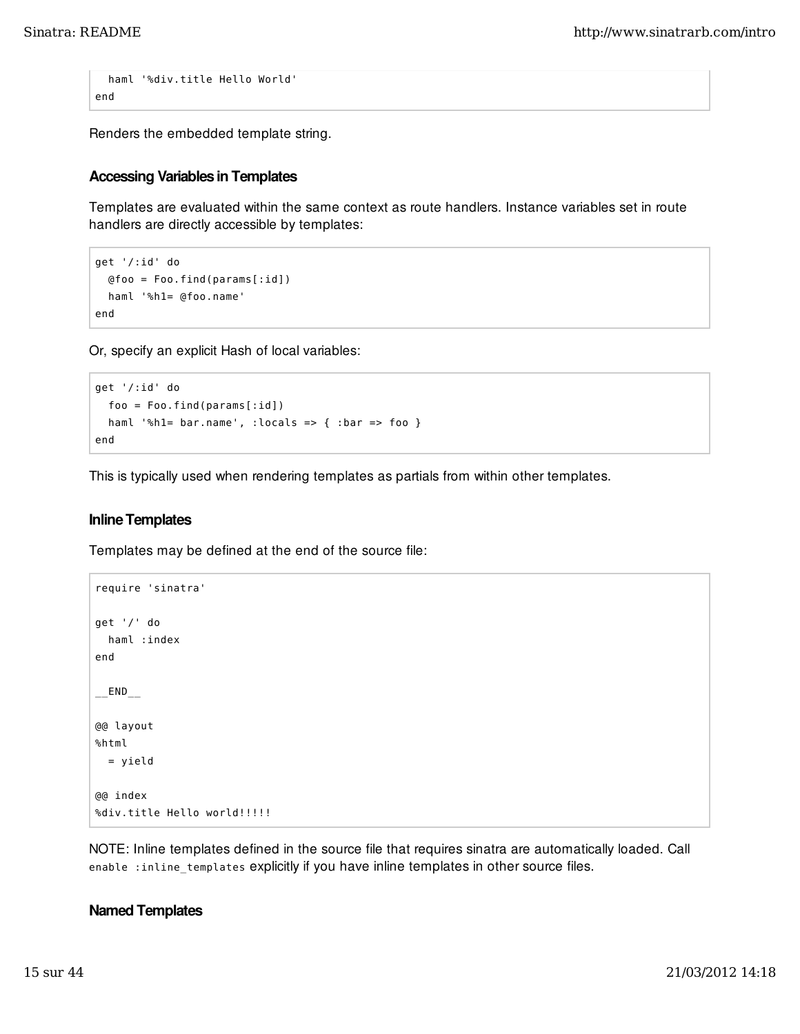```
  haml '%div.title Hello World'
end
```

Renders the embedded template string.

### Accessing Variables in Templates

Templates are evaluated within the same context as route handlers. Instance variables set in route handlers are directly accessible by templates:

```
get '/:id' do
  @foo = Foo.find(params[:id])
  haml '%h1= @foo.name'
end
```

Or, specify an explicit Hash of local variables:

```
get '/:id' do
  foo = Foo.find(params[:id])
  haml '%h1= bar.name', :locals => { :bar => foo }
end
```

This is typically used when rendering templates as partials from within other templates.

### Inline Templates

Templates may be defined at the end of the source file:

```
require 'sinatra'

get '/' do
  haml :index
end

__END__

@@ layout
%html
  = yield

@@ index
%div.title Hello world!!!!!
```

NOTE: Inline templates defined in the source file that requires sinatra are automatically loaded. Call `enable :inline_templates` explicitly if you have inline templates in other source files.

### Named Templates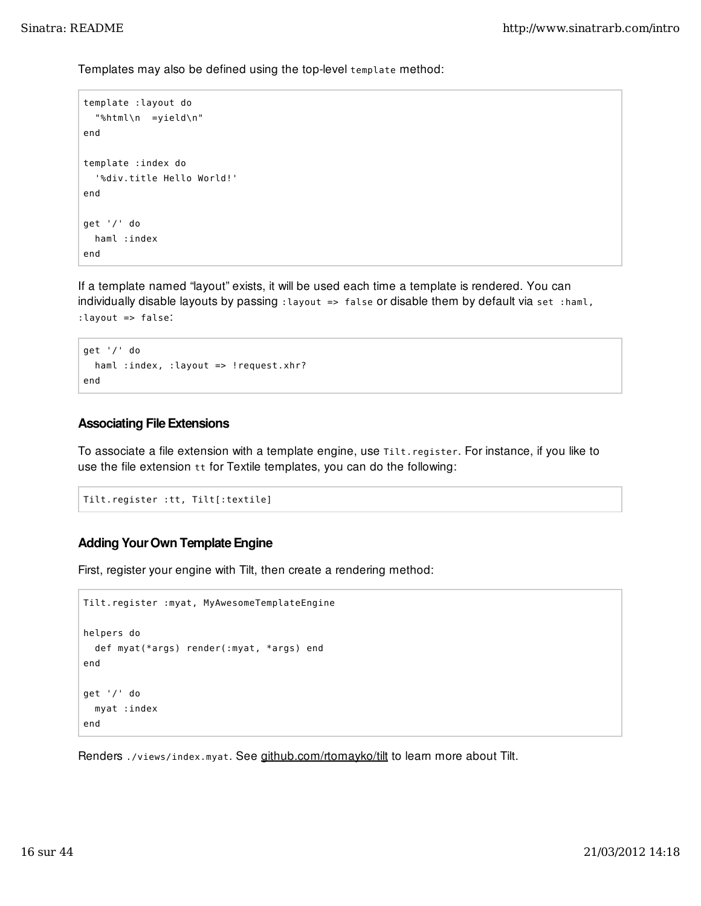Templates may also be defined using the top-level `template` method:

```
template :layout do
  "%html\n  =yield\n"
end

template :index do
  '%div.title Hello World!'
end

get '/' do
  haml :index
end
```

If a template named “layout” exists, it will be used each time a template is rendered. You can individually disable layouts by passing `:layout => false` or disable them by default via `set :haml, :layout => false`:

```
get '/' do
  haml :index, :layout => !request.xhr?
end
```

### Associating File Extensions

To associate a file extension with a template engine, use `Tilt.register`. For instance, if you like to use the file extension `tt` for Textile templates, you can do the following:

```
Tilt.register :tt, Tilt[:textile]
```

### Adding Your Own Template Engine

First, register your engine with Tilt, then create a rendering method:

```
Tilt.register :myat, MyAwesomeTemplateEngine

helpers do
  def myat(*args) render(:myat, *args) end
end

get '/' do
  myat :index
end
```

Renders `./views/index.myat`. See github.com/rtomayko/tilt to learn more about Tilt.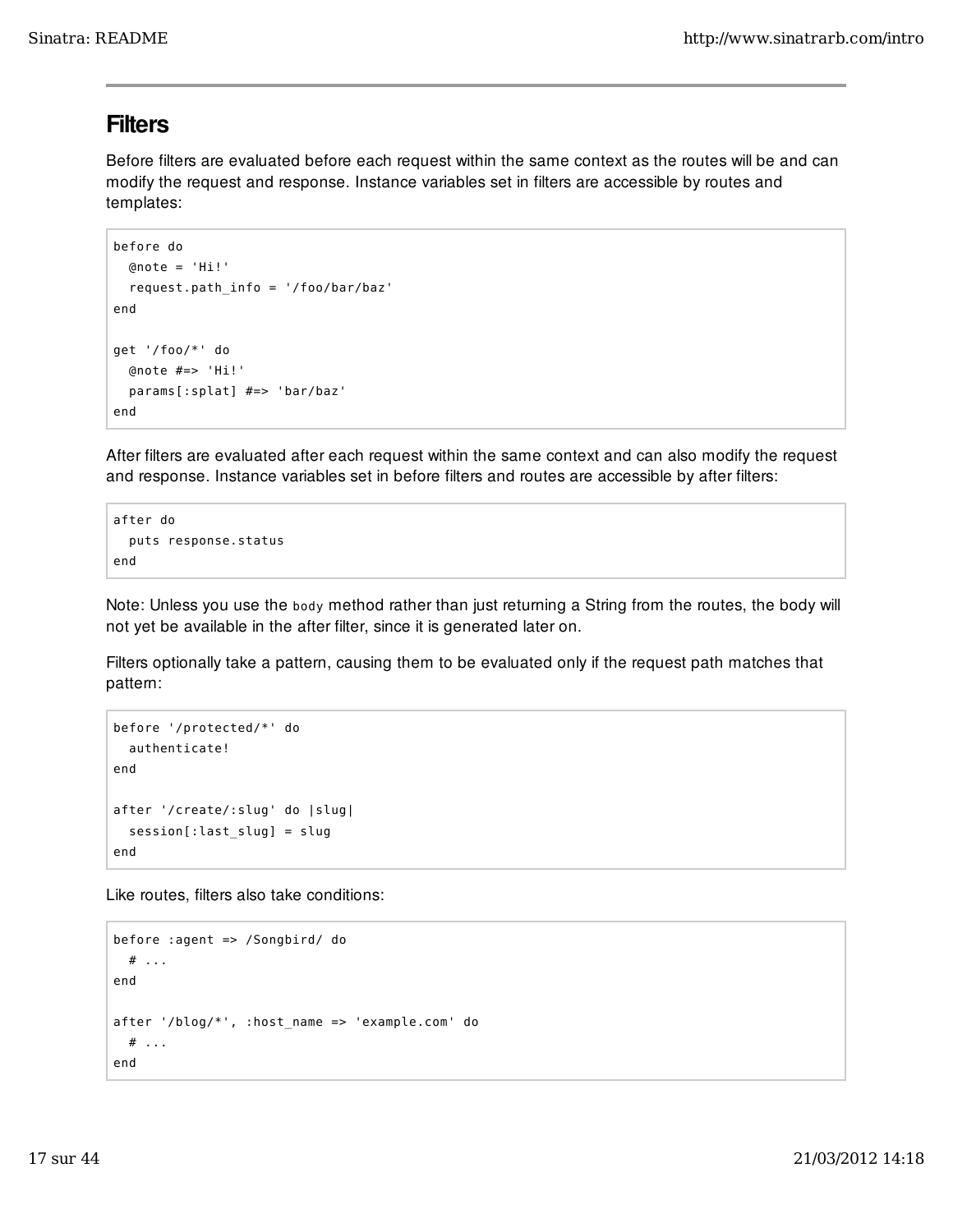## Filters

Before filters are evaluated before each request within the same context as the routes will be and can modify the request and response. Instance variables set in filters are accessible by routes and templates:

```
before do
  @note = 'Hi!'
  request.path_info = '/foo/bar/baz'
end

get '/foo/*' do
  @note #=> 'Hi!'
  params[:splat] #=> 'bar/baz'
end
```

After filters are evaluated after each request within the same context and can also modify the request and response. Instance variables set in before filters and routes are accessible by after filters:

```
after do
  puts response.status
end
```

Note: Unless you use the `body` method rather than just returning a String from the routes, the body will not yet be available in the after filter, since it is generated later on.

Filters optionally take a pattern, causing them to be evaluated only if the request path matches that pattern:

```
before '/protected/*' do
  authenticate!
end

after '/create/:slug' do |slug|
  session[:last_slug] = slug
end
```

Like routes, filters also take conditions:

```
before :agent => /Songbird/ do
  # ...
end

after '/blog/*', :host_name => 'example.com' do
  # ...
end
```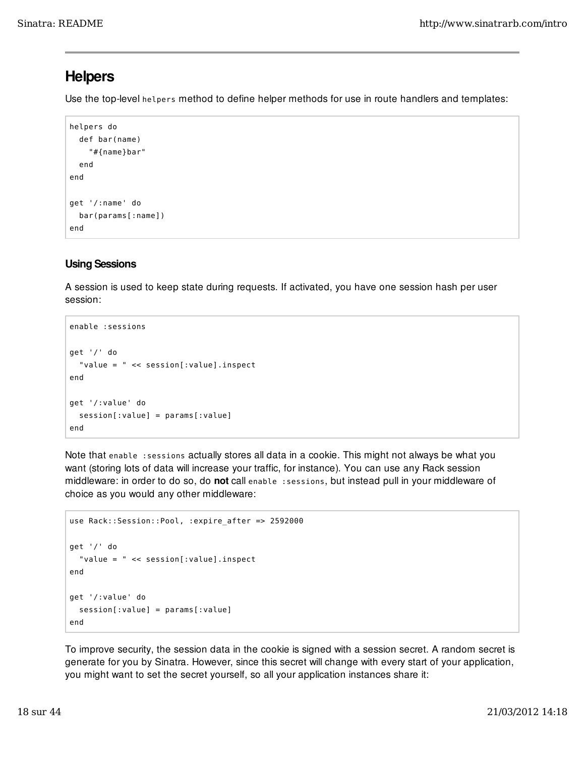## Helpers

Use the top-level `helpers` method to define helper methods for use in route handlers and templates:

```
helpers do
  def bar(name)
    "#{name}bar"
  end
end

get '/:name' do
  bar(params[:name])
end
```

### Using Sessions

A session is used to keep state during requests. If activated, you have one session hash per user session:

```
enable :sessions

get '/' do
  "value = " << session[:value].inspect
end

get '/:value' do
  session[:value] = params[:value]
end
```

Note that `enable :sessions` actually stores all data in a cookie. This might not always be what you want (storing lots of data will increase your traffic, for instance). You can use any Rack session middleware: in order to do so, do **not** call `enable :sessions`, but instead pull in your middleware of choice as you would any other middleware:

```
use Rack::Session::Pool, :expire_after => 2592000

get '/' do
  "value = " << session[:value].inspect
end

get '/:value' do
  session[:value] = params[:value]
end
```

To improve security, the session data in the cookie is signed with a session secret. A random secret is generate for you by Sinatra. However, since this secret will change with every start of your application, you might want to set the secret yourself, so all your application instances share it: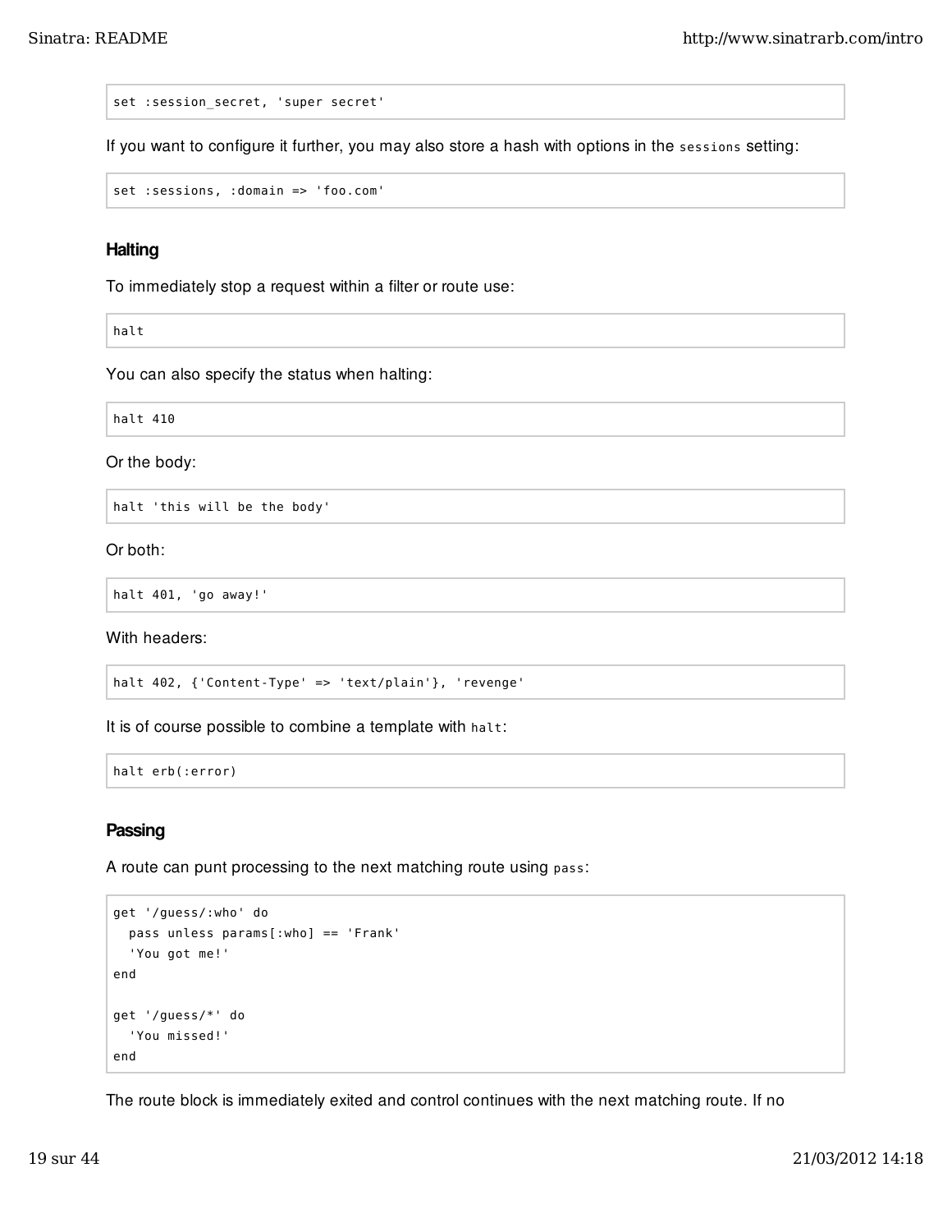```
set :session_secret, 'super secret'
```

If you want to configure it further, you may also store a hash with options in the `sessions` setting:

```
set :sessions, :domain => 'foo.com'
```

### Halting

To immediately stop a request within a filter or route use:

```
halt
```

You can also specify the status when halting:

```
halt 410
```

Or the body:

```
halt 'this will be the body'
```

Or both:

```
halt 401, 'go away!'
```

With headers:

```
halt 402, {'Content-Type' => 'text/plain'}, 'revenge'
```

It is of course possible to combine a template with `halt`:

```
halt erb(:error)
```

### Passing

A route can punt processing to the next matching route using `pass`:

```
get '/guess/:who' do
  pass unless params[:who] == 'Frank'
  'You got me!'
end

get '/guess/*' do
  'You missed!'
end
```

The route block is immediately exited and control continues with the next matching route. If no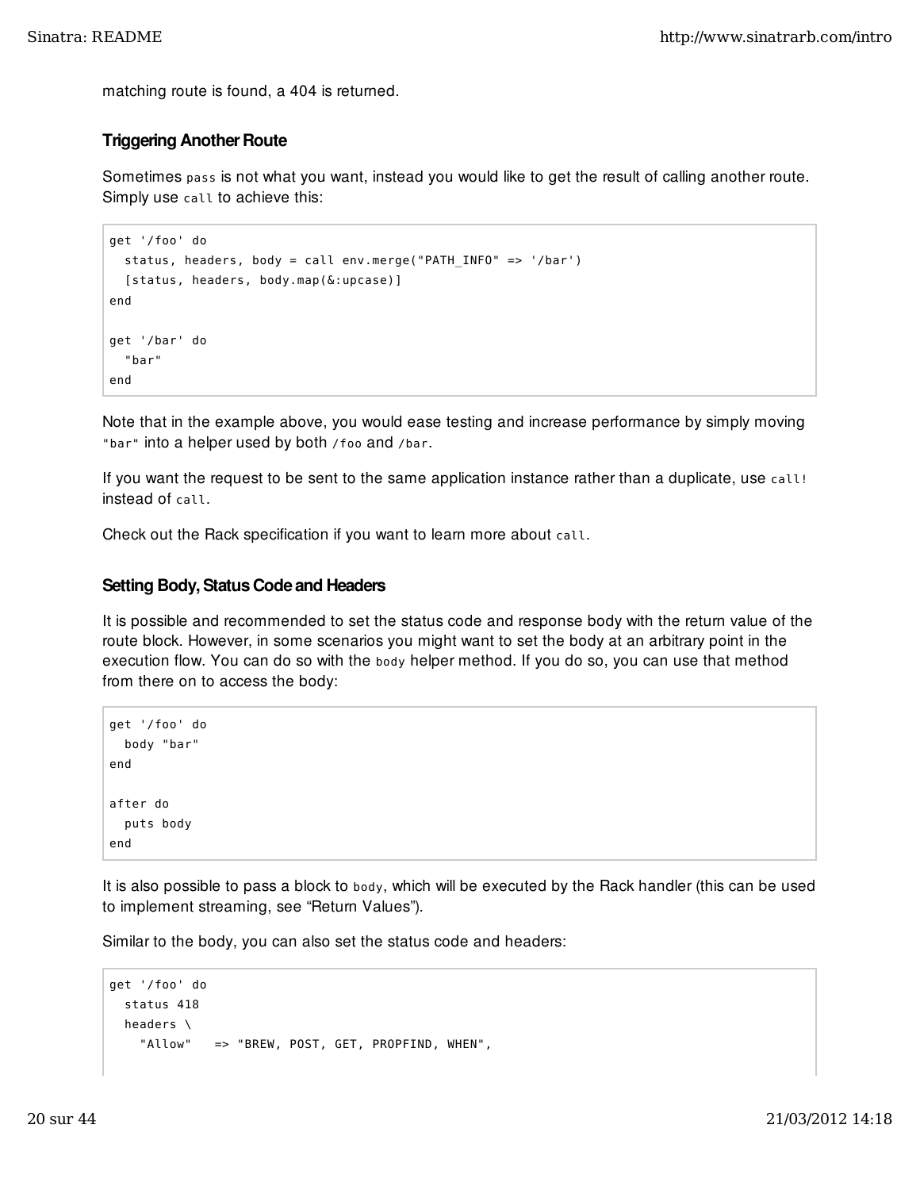matching route is found, a 404 is returned.

### Triggering Another Route

Sometimes `pass` is not what you want, instead you would like to get the result of calling another route. Simply use `call` to achieve this:

```
get '/foo' do
  status, headers, body = call env.merge("PATH_INFO" => '/bar')
  [status, headers, body.map(&:upcase)]
end

get '/bar' do
  "bar"
end
```

Note that in the example above, you would ease testing and increase performance by simply moving `"bar"` into a helper used by both `/foo` and `/bar`.

If you want the request to be sent to the same application instance rather than a duplicate, use `call!` instead of `call`.

Check out the Rack specification if you want to learn more about `call`.

### Setting Body, Status Code and Headers

It is possible and recommended to set the status code and response body with the return value of the route block. However, in some scenarios you might want to set the body at an arbitrary point in the execution flow. You can do so with the `body` helper method. If you do so, you can use that method from there on to access the body:

```
get '/foo' do
  body "bar"
end

after do
  puts body
end
```

It is also possible to pass a block to `body`, which will be executed by the Rack handler (this can be used to implement streaming, see "Return Values").

Similar to the body, you can also set the status code and headers:

```
get '/foo' do
  status 418
  headers \
    "Allow"   => "BREW, POST, GET, PROPFIND, WHEN",
```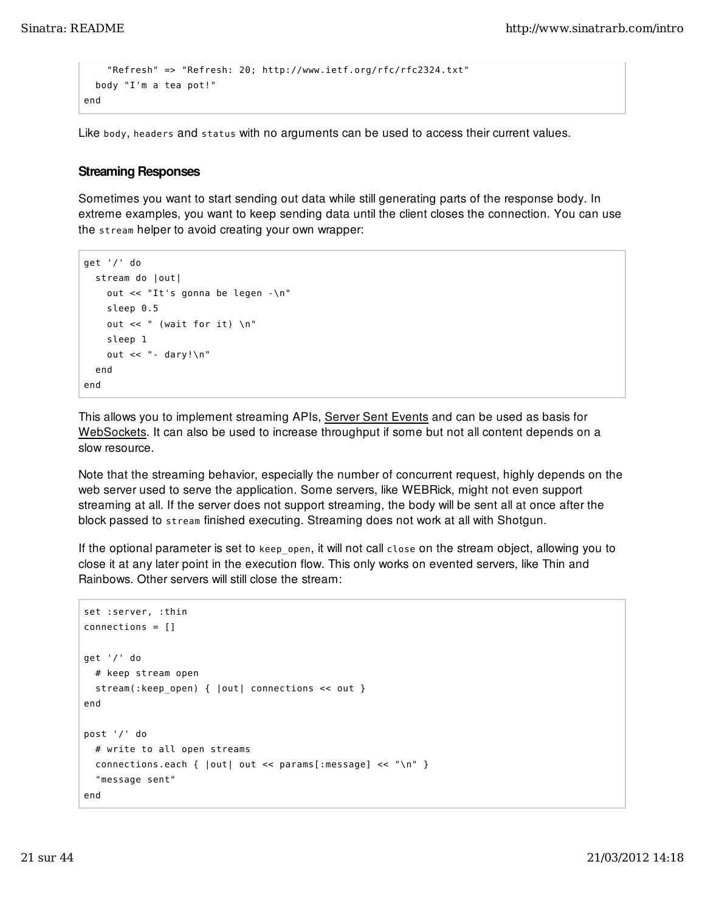```
    "Refresh" => "Refresh: 20; http://www.ietf.org/rfc/rfc2324.txt"
  body "I'm a tea pot!"
end
```

Like `body`, `headers` and `status` with no arguments can be used to access their current values.

### Streaming Responses

Sometimes you want to start sending out data while still generating parts of the response body. In extreme examples, you want to keep sending data until the client closes the connection. You can use the `stream` helper to avoid creating your own wrapper:

```
get '/' do
  stream do |out|
    out << "It's gonna be legen -\n"
    sleep 0.5
    out << " (wait for it) \n"
    sleep 1
    out << "- dary!\n"
  end
end
```

This allows you to implement streaming APIs, Server Sent Events and can be used as basis for WebSockets. It can also be used to increase throughput if some but not all content depends on a slow resource.

Note that the streaming behavior, especially the number of concurrent request, highly depends on the web server used to serve the application. Some servers, like WEBRick, might not even support streaming at all. If the server does not support streaming, the body will be sent all at once after the block passed to `stream` finished executing. Streaming does not work at all with Shotgun.

If the optional parameter is set to `keep_open`, it will not call `close` on the stream object, allowing you to close it at any later point in the execution flow. This only works on evented servers, like Thin and Rainbows. Other servers will still close the stream:

```
set :server, :thin
connections = []

get '/' do
  # keep stream open
  stream(:keep_open) { |out| connections << out }
end

post '/' do
  # write to all open streams
  connections.each { |out| out << params[:message] << "\n" }
  "message sent"
end
```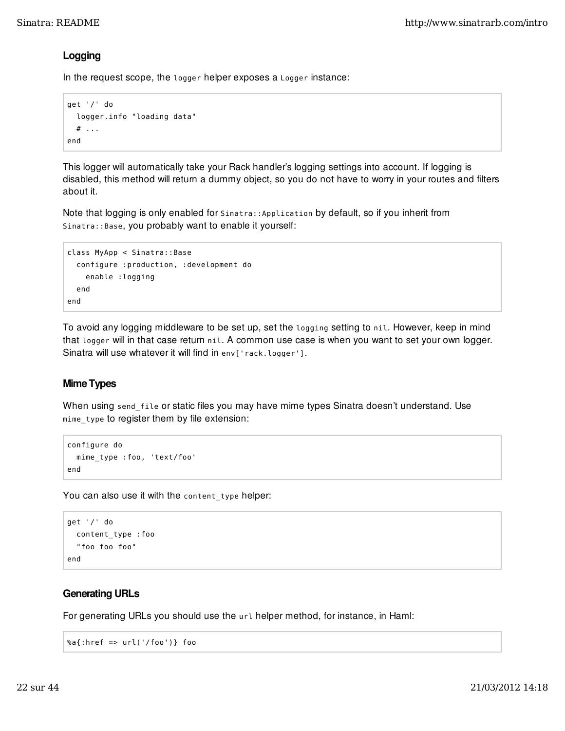### Logging

In the request scope, the `logger` helper exposes a `Logger` instance:

```
get '/' do
  logger.info "loading data"
  # ...
end
```

This logger will automatically take your Rack handler's logging settings into account. If logging is disabled, this method will return a dummy object, so you do not have to worry in your routes and filters about it.

Note that logging is only enabled for `Sinatra::Application` by default, so if you inherit from `Sinatra::Base`, you probably want to enable it yourself:

```
class MyApp < Sinatra::Base
  configure :production, :development do
    enable :logging
  end
end
```

To avoid any logging middleware to be set up, set the `logging` setting to `nil`. However, keep in mind that `logger` will in that case return `nil`. A common use case is when you want to set your own logger. Sinatra will use whatever it will find in `env['rack.logger']`.

### Mime Types

When using `send_file` or static files you may have mime types Sinatra doesn't understand. Use `mime_type` to register them by file extension:

```
configure do
  mime_type :foo, 'text/foo'
end
```

You can also use it with the `content_type` helper:

```
get '/' do
  content_type :foo
  "foo foo foo"
end
```

### Generating URLs

For generating URLs you should use the `url` helper method, for instance, in Haml:

```
%a{:href => url('/foo')} foo
```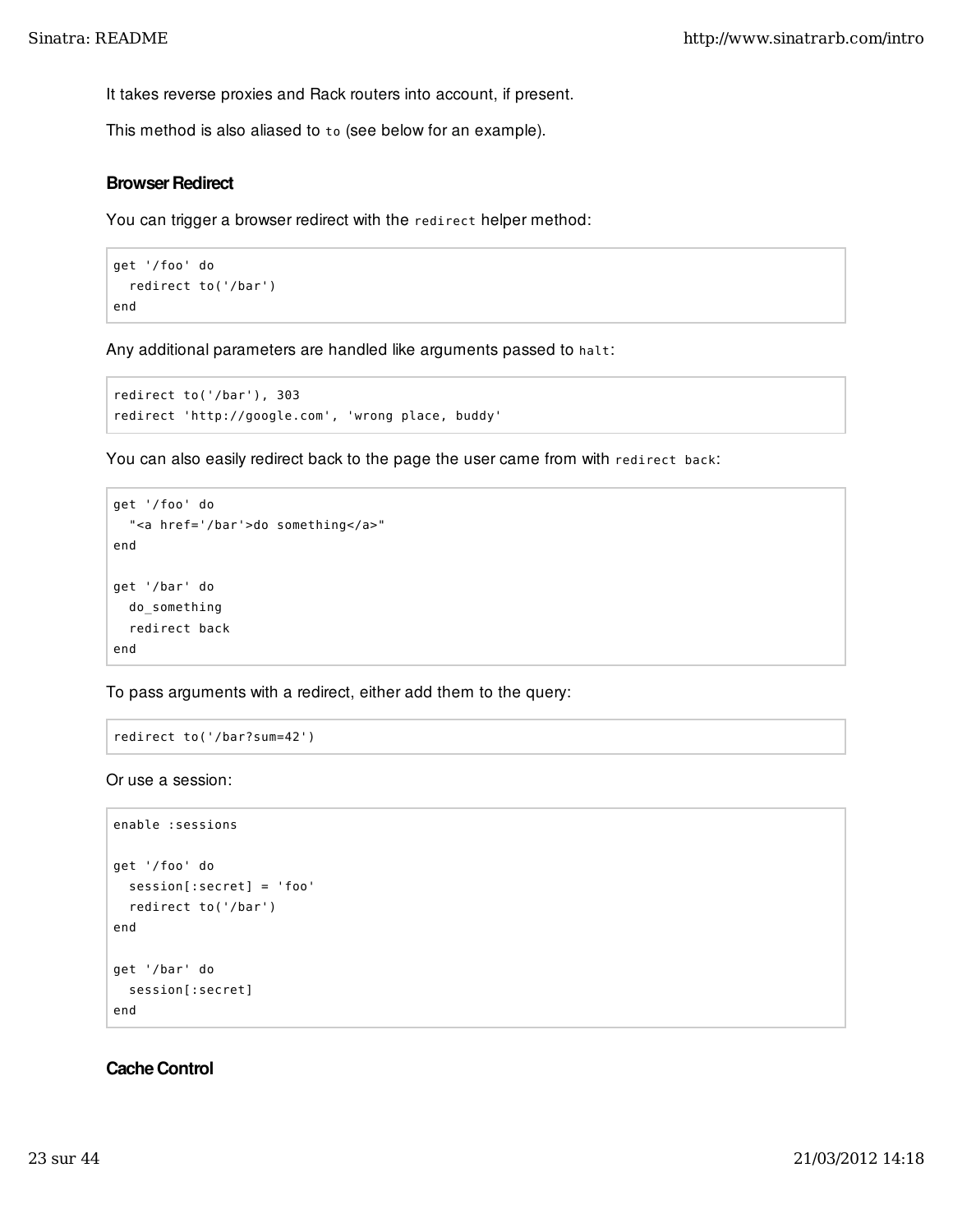It takes reverse proxies and Rack routers into account, if present.

This method is also aliased to `to` (see below for an example).

### Browser Redirect

You can trigger a browser redirect with the `redirect` helper method:

```
get '/foo' do
  redirect to('/bar')
end
```

Any additional parameters are handled like arguments passed to `halt`:

```
redirect to('/bar'), 303
redirect 'http://google.com', 'wrong place, buddy'
```

You can also easily redirect back to the page the user came from with `redirect back`:

```
get '/foo' do
  "<a href='/bar'>do something</a>"
end

get '/bar' do
  do_something
  redirect back
end
```

To pass arguments with a redirect, either add them to the query:

```
redirect to('/bar?sum=42')
```

Or use a session:

```
enable :sessions

get '/foo' do
  session[:secret] = 'foo'
  redirect to('/bar')
end

get '/bar' do
  session[:secret]
end
```

### Cache Control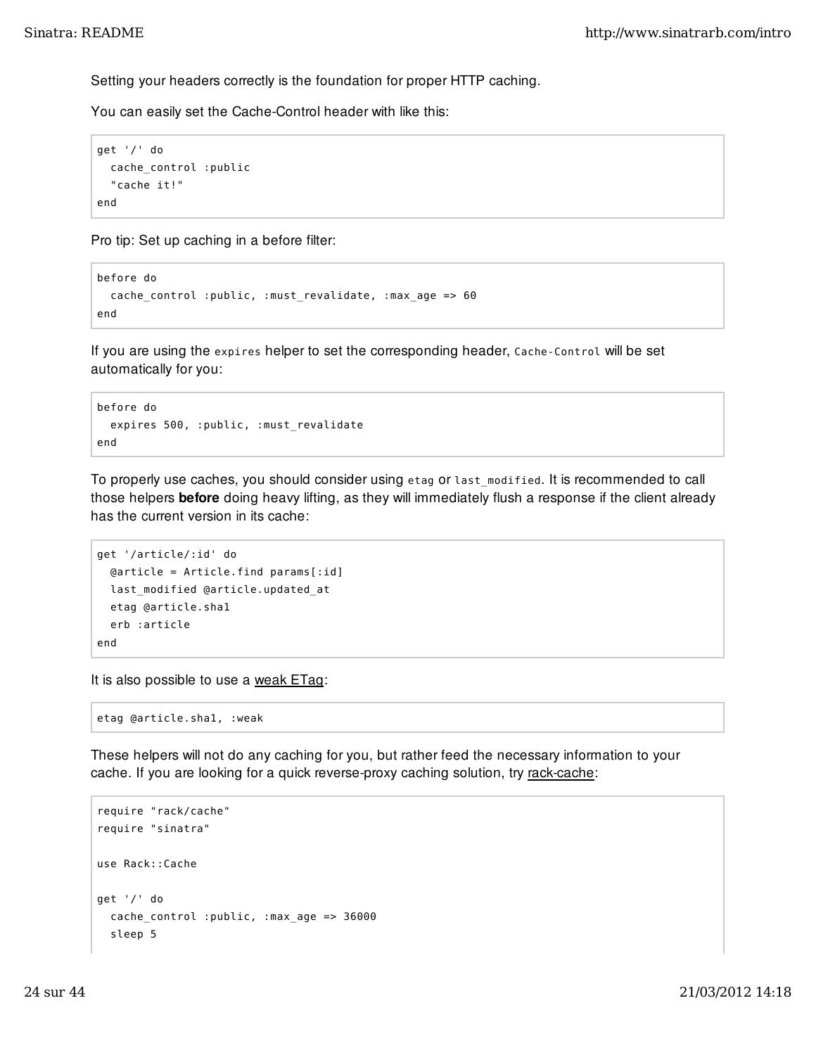Setting your headers correctly is the foundation for proper HTTP caching.

You can easily set the Cache-Control header with like this:

```
get '/' do
  cache_control :public
  "cache it!"
end
```

Pro tip: Set up caching in a before filter:

```
before do
  cache_control :public, :must_revalidate, :max_age => 60
end
```

If you are using the `expires` helper to set the corresponding header, `Cache-Control` will be set automatically for you:

```
before do
  expires 500, :public, :must_revalidate
end
```

To properly use caches, you should consider using `etag` or `last_modified`. It is recommended to call those helpers **before** doing heavy lifting, as they will immediately flush a response if the client already has the current version in its cache:

```
get '/article/:id' do
  @article = Article.find params[:id]
  last_modified @article.updated_at
  etag @article.sha1
  erb :article
end
```

It is also possible to use a weak ETag:

```
etag @article.sha1, :weak
```

These helpers will not do any caching for you, but rather feed the necessary information to your cache. If you are looking for a quick reverse-proxy caching solution, try rack-cache:

```
require "rack/cache"
require "sinatra"

use Rack::Cache

get '/' do
  cache_control :public, :max_age => 36000
  sleep 5
```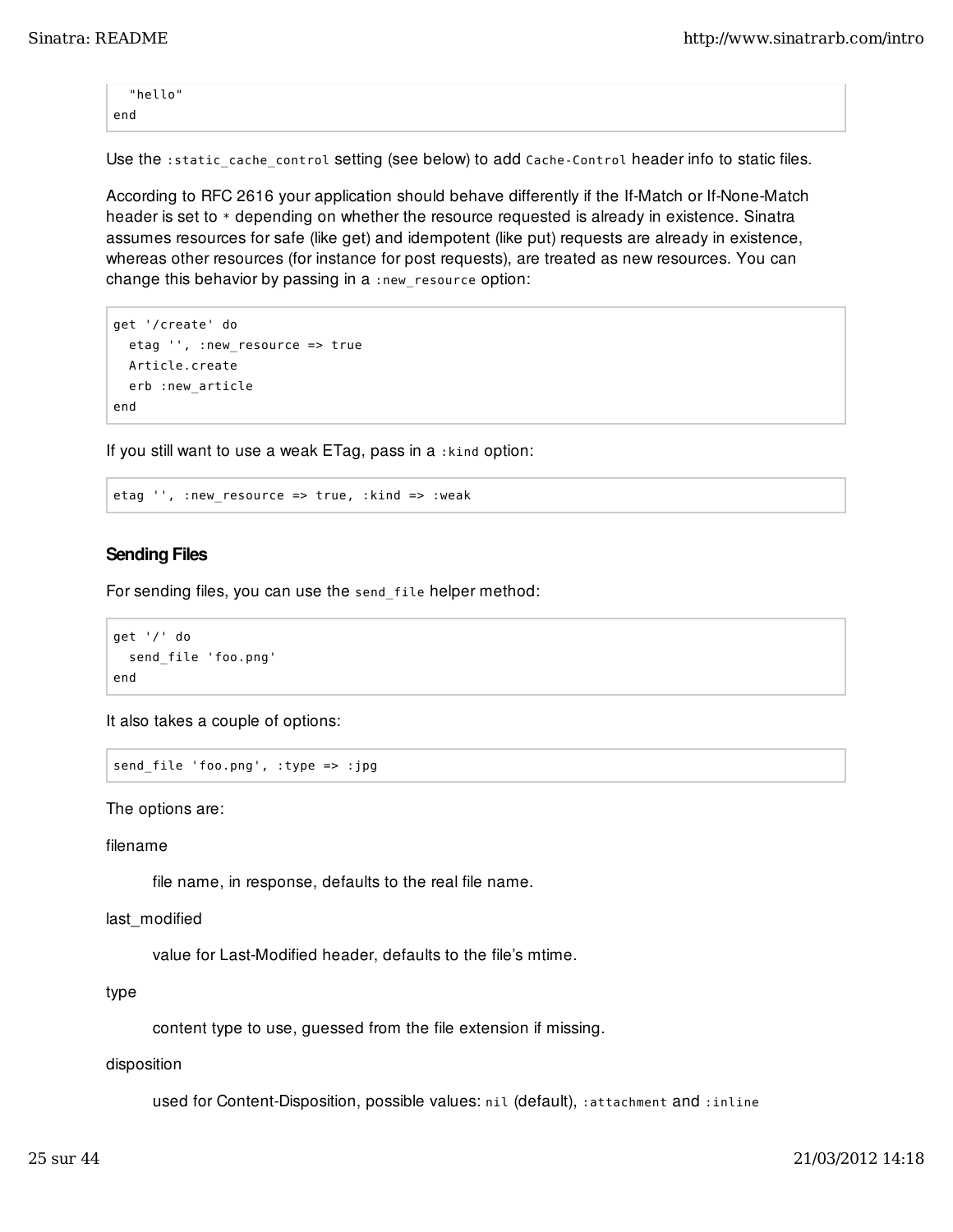```
  "hello"
end
```

Use the `:static_cache_control` setting (see below) to add `Cache-Control` header info to static files.

According to RFC 2616 your application should behave differently if the If-Match or If-None-Match header is set to `*` depending on whether the resource requested is already in existence. Sinatra assumes resources for safe (like get) and idempotent (like put) requests are already in existence, whereas other resources (for instance for post requests), are treated as new resources. You can change this behavior by passing in a `:new_resource` option:

```
get '/create' do
  etag '', :new_resource => true
  Article.create
  erb :new_article
end
```

If you still want to use a weak ETag, pass in a `:kind` option:

```
etag '', :new_resource => true, :kind => :weak
```

#### Sending Files

For sending files, you can use the `send_file` helper method:

```
get '/' do
  send_file 'foo.png'
end
```

It also takes a couple of options:

```
send_file 'foo.png', :type => :jpg
```

The options are:

filename

: file name, in response, defaults to the real file name.

last_modified

: value for Last-Modified header, defaults to the file's mtime.

type

: content type to use, guessed from the file extension if missing.

disposition

: used for Content-Disposition, possible values: `nil` (default), `:attachment` and `:inline`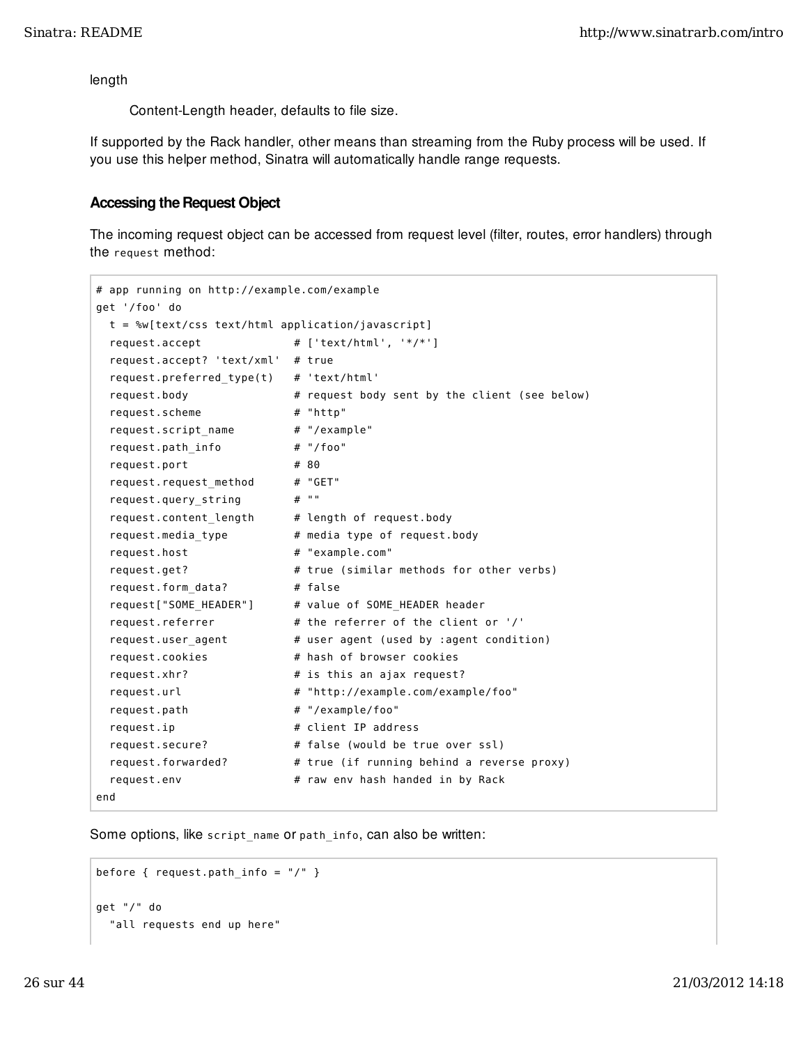length

Content-Length header, defaults to file size.

If supported by the Rack handler, other means than streaming from the Ruby process will be used. If you use this helper method, Sinatra will automatically handle range requests.

### Accessing the Request Object

The incoming request object can be accessed from request level (filter, routes, error handlers) through the `request` method:

```
# app running on http://example.com/example
get '/foo' do
  t = %w[text/css text/html application/javascript]
  request.accept              # ['text/html', '*/*']
  request.accept? 'text/xml'  # true
  request.preferred_type(t)   # 'text/html'
  request.body                # request body sent by the client (see below)
  request.scheme              # "http"
  request.script_name         # "/example"
  request.path_info           # "/foo"
  request.port                # 80
  request.request_method      # "GET"
  request.query_string        # ""
  request.content_length      # length of request.body
  request.media_type          # media type of request.body
  request.host                # "example.com"
  request.get?                # true (similar methods for other verbs)
  request.form_data?          # false
  request["SOME_HEADER"]      # value of SOME_HEADER header
  request.referrer            # the referrer of the client or '/'
  request.user_agent          # user agent (used by :agent condition)
  request.cookies             # hash of browser cookies
  request.xhr?                # is this an ajax request?
  request.url                 # "http://example.com/example/foo"
  request.path                # "/example/foo"
  request.ip                  # client IP address
  request.secure?             # false (would be true over ssl)
  request.forwarded?          # true (if running behind a reverse proxy)
  request.env                 # raw env hash handed in by Rack
end
```

Some options, like `script_name` or `path_info`, can also be written:

```
before { request.path_info = "/" }

get "/" do
  "all requests end up here"
```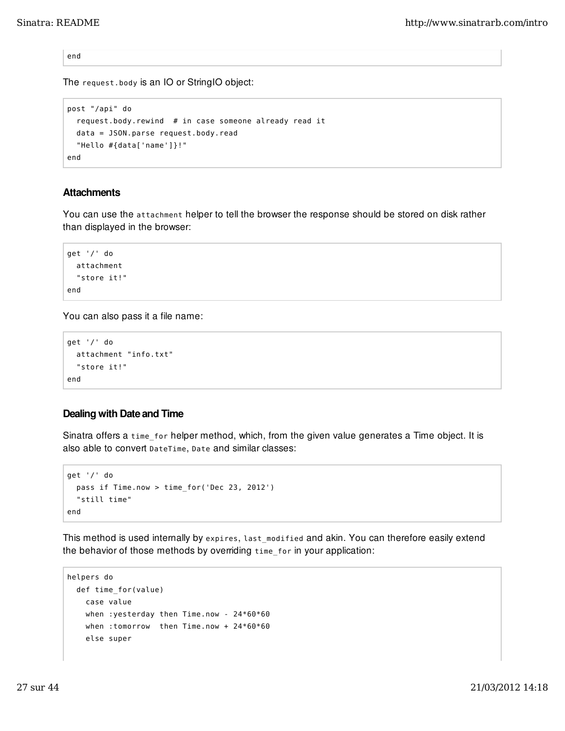```
end
```

The `request.body` is an IO or StringIO object:

```
post "/api" do
  request.body.rewind  # in case someone already read it
  data = JSON.parse request.body.read
  "Hello #{data['name']}!"
end
```

### Attachments

You can use the `attachment` helper to tell the browser the response should be stored on disk rather than displayed in the browser:

```
get '/' do
  attachment
  "store it!"
end
```

You can also pass it a file name:

```
get '/' do
  attachment "info.txt"
  "store it!"
end
```

### Dealing with Date and Time

Sinatra offers a `time_for` helper method, which, from the given value generates a Time object. It is also able to convert `DateTime`, `Date` and similar classes:

```
get '/' do
  pass if Time.now > time_for('Dec 23, 2012')
  "still time"
end
```

This method is used internally by `expires`, `last_modified` and akin. You can therefore easily extend the behavior of those methods by overriding `time_for` in your application:

```
helpers do
  def time_for(value)
    case value
    when :yesterday then Time.now - 24*60*60
    when :tomorrow  then Time.now + 24*60*60
    else super
```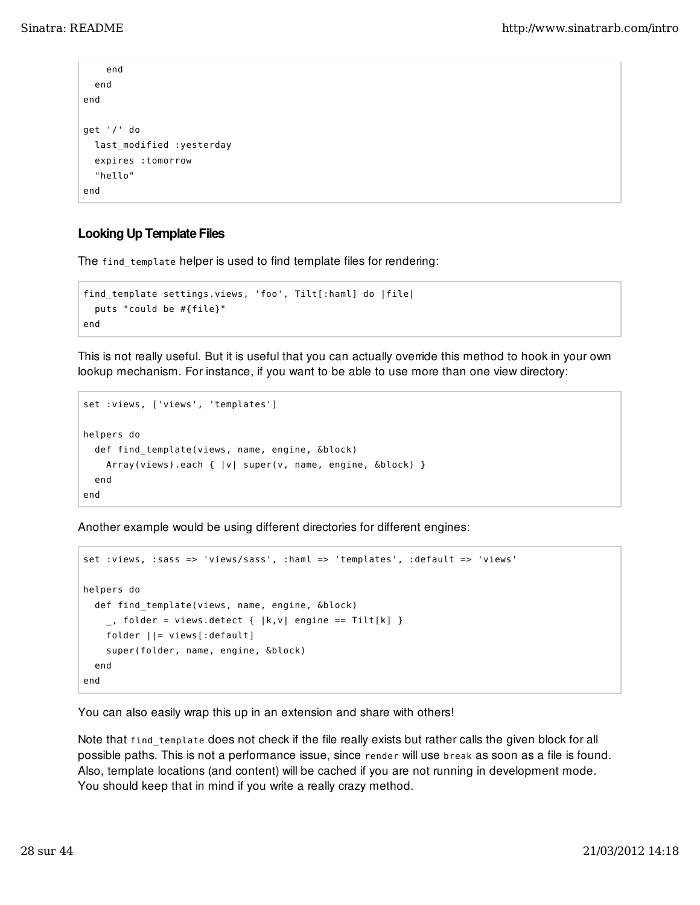```
    end
  end
end

get '/' do
  last_modified :yesterday
  expires :tomorrow
  "hello"
end
```

### Looking Up Template Files

The `find_template` helper is used to find template files for rendering:

```
find_template settings.views, 'foo', Tilt[:haml] do |file|
  puts "could be #{file}"
end
```

This is not really useful. But it is useful that you can actually override this method to hook in your own lookup mechanism. For instance, if you want to be able to use more than one view directory:

```
set :views, ['views', 'templates']

helpers do
  def find_template(views, name, engine, &block)
    Array(views).each { |v| super(v, name, engine, &block) }
  end
end
```

Another example would be using different directories for different engines:

```
set :views, :sass => 'views/sass', :haml => 'templates', :default => 'views'

helpers do
  def find_template(views, name, engine, &block)
    _, folder = views.detect { |k,v| engine == Tilt[k] }
    folder ||= views[:default]
    super(folder, name, engine, &block)
  end
end
```

You can also easily wrap this up in an extension and share with others!

Note that `find_template` does not check if the file really exists but rather calls the given block for all possible paths. This is not a performance issue, since `render` will use `break` as soon as a file is found. Also, template locations (and content) will be cached if you are not running in development mode. You should keep that in mind if you write a really crazy method.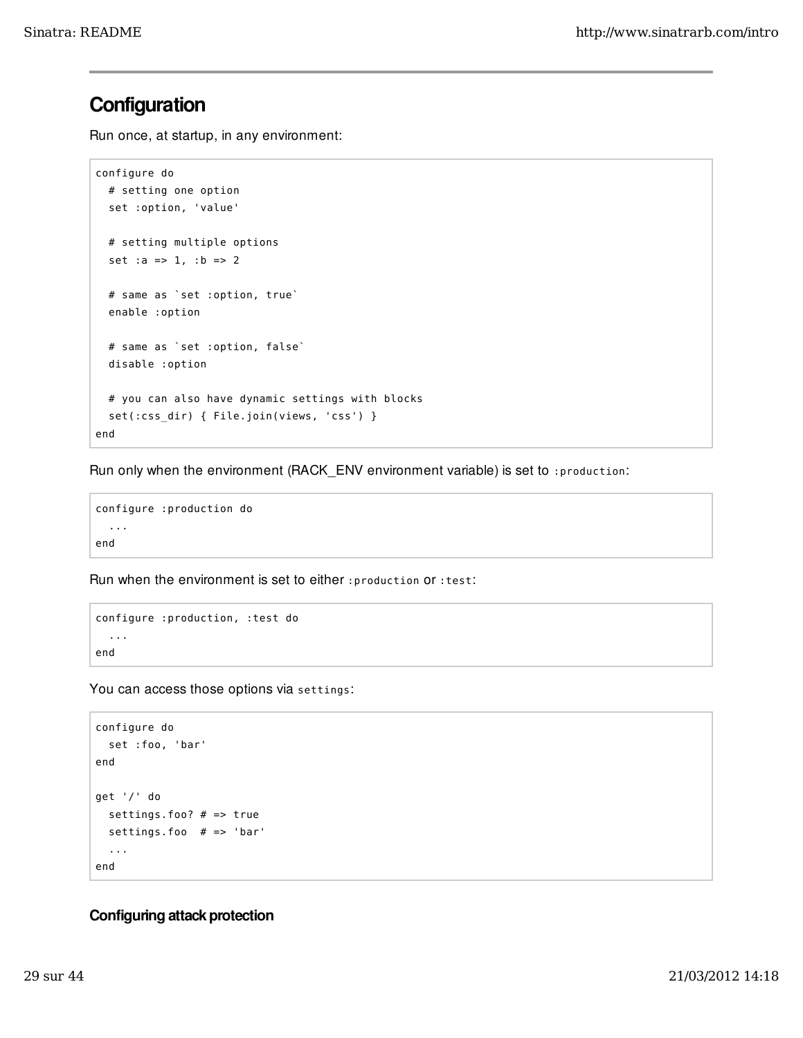## Configuration

Run once, at startup, in any environment:

```
configure do
  # setting one option
  set :option, 'value'

  # setting multiple options
  set :a => 1, :b => 2

  # same as `set :option, true`
  enable :option

  # same as `set :option, false`
  disable :option

  # you can also have dynamic settings with blocks
  set(:css_dir) { File.join(views, 'css') }
end
```

Run only when the environment (RACK_ENV environment variable) is set to `:production`:

```
configure :production do
  ...
end
```

Run when the environment is set to either `:production` or `:test`:

```
configure :production, :test do
  ...
end
```

You can access those options via `settings`:

```
configure do
  set :foo, 'bar'
end

get '/' do
  settings.foo? # => true
  settings.foo  # => 'bar'
  ...
end
```

### Configuring attack protection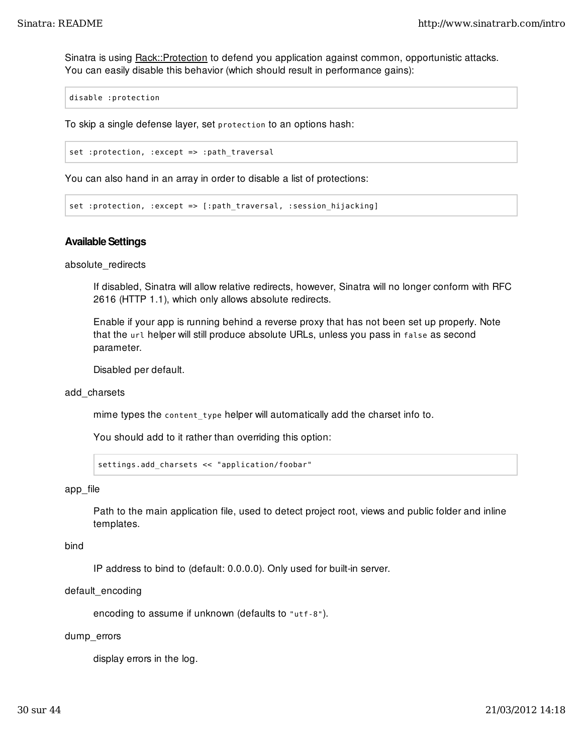Sinatra is using [Rack::Protection](https://github.com/rkh/rack-protection#readme) to defend you application against common, opportunistic attacks. You can easily disable this behavior (which should result in performance gains):

```
disable :protection
```

To skip a single defense layer, set `protection` to an options hash:

```
set :protection, :except => :path_traversal
```

You can also hand in an array in order to disable a list of protections:

```
set :protection, :except => [:path_traversal, :session_hijacking]
```

### Available Settings

absolute_redirects

> If disabled, Sinatra will allow relative redirects, however, Sinatra will no longer conform with RFC 2616 (HTTP 1.1), which only allows absolute redirects.
>
> Enable if your app is running behind a reverse proxy that has not been set up properly. Note that the `url` helper will still produce absolute URLs, unless you pass in `false` as second parameter.
>
> Disabled per default.

add_charsets

> mime types the `content_type` helper will automatically add the charset info to.
>
> You should add to it rather than overriding this option:
>
> ```
> settings.add_charsets << "application/foobar"
> ```

app_file

> Path to the main application file, used to detect project root, views and public folder and inline templates.

bind

> IP address to bind to (default: 0.0.0.0). Only used for built-in server.

default_encoding

> encoding to assume if unknown (defaults to `"utf-8"`).

dump_errors

> display errors in the log.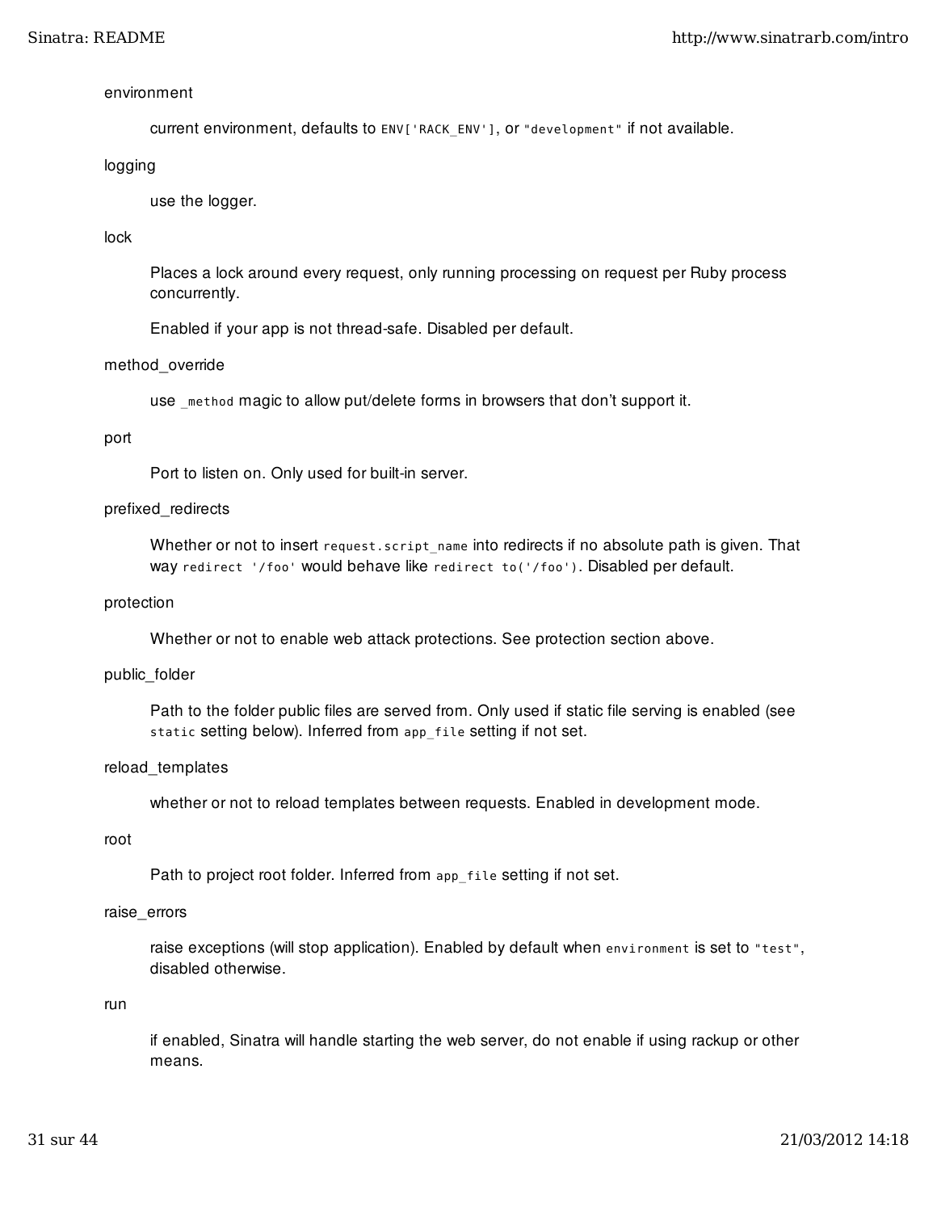environment

: current environment, defaults to `ENV['RACK_ENV']`, or `"development"` if not available.

logging

: use the logger.

lock

: Places a lock around every request, only running processing on request per Ruby process concurrently.

  Enabled if your app is not thread-safe. Disabled per default.

method_override

: use `_method` magic to allow put/delete forms in browsers that don't support it.

port

: Port to listen on. Only used for built-in server.

prefixed_redirects

: Whether or not to insert `request.script_name` into redirects if no absolute path is given. That way `redirect '/foo'` would behave like `redirect to('/foo')`. Disabled per default.

protection

: Whether or not to enable web attack protections. See protection section above.

public_folder

: Path to the folder public files are served from. Only used if static file serving is enabled (see `static` setting below). Inferred from `app_file` setting if not set.

reload_templates

: whether or not to reload templates between requests. Enabled in development mode.

root

: Path to project root folder. Inferred from `app_file` setting if not set.

raise_errors

: raise exceptions (will stop application). Enabled by default when `environment` is set to `"test"`, disabled otherwise.

run

: if enabled, Sinatra will handle starting the web server, do not enable if using rackup or other means.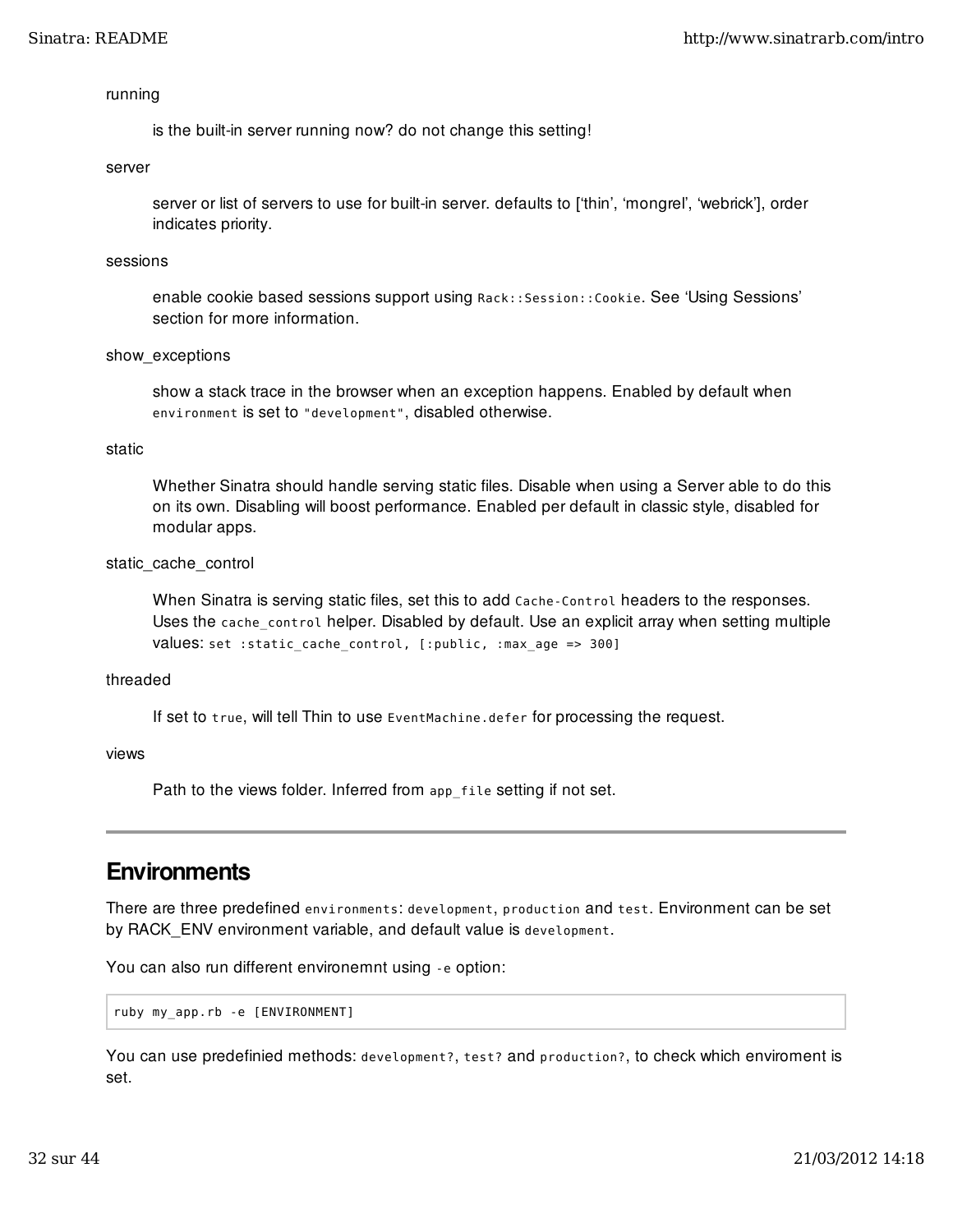running

: is the built-in server running now? do not change this setting!

server

: server or list of servers to use for built-in server. defaults to [‘thin’, ‘mongrel’, ‘webrick’], order indicates priority.

sessions

: enable cookie based sessions support using `Rack::Session::Cookie`. See ‘Using Sessions’ section for more information.

show_exceptions

: show a stack trace in the browser when an exception happens. Enabled by default when `environment` is set to `"development"`, disabled otherwise.

static

: Whether Sinatra should handle serving static files. Disable when using a Server able to do this on its own. Disabling will boost performance. Enabled per default in classic style, disabled for modular apps.

static_cache_control

: When Sinatra is serving static files, set this to add `Cache-Control` headers to the responses. Uses the `cache_control` helper. Disabled by default. Use an explicit array when setting multiple values: `set :static_cache_control, [:public, :max_age => 300]`

threaded

: If set to `true`, will tell Thin to use `EventMachine.defer` for processing the request.

views

: Path to the views folder. Inferred from `app_file` setting if not set.

---

## Environments

There are three predefined `environments`: `development`, `production` and `test`. Environment can be set by RACK_ENV environment variable, and default value is `development`.

You can also run different environemnt using `-e` option:

```
ruby my_app.rb -e [ENVIRONMENT]
```

You can use predefinied methods: `development?`, `test?` and `production?`, to check which enviroment is set.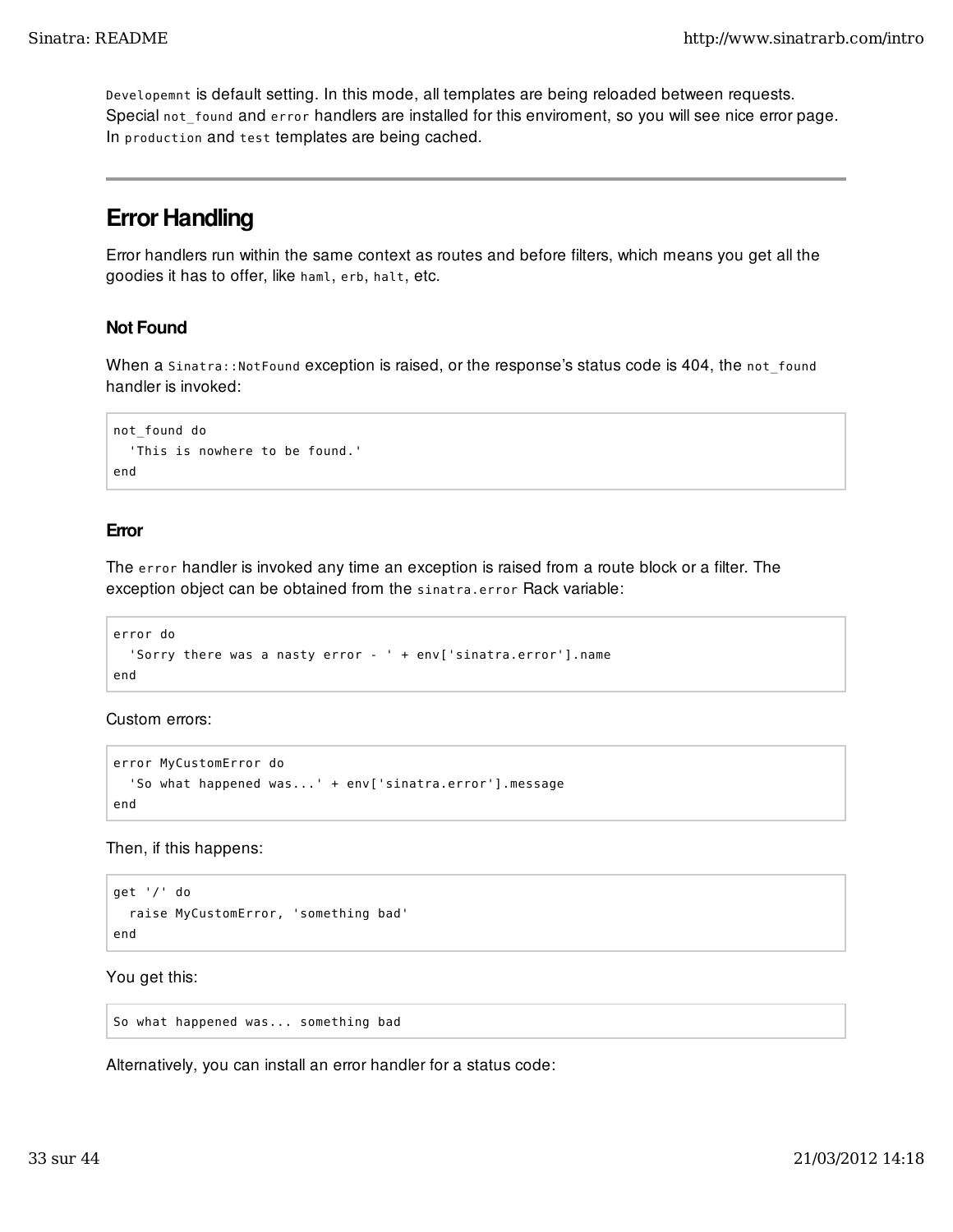`Developemnt` is default setting. In this mode, all templates are being reloaded between requests. Special `not_found` and `error` handlers are installed for this enviroment, so you will see nice error page. In `production` and `test` templates are being cached.

---

## Error Handling

Error handlers run within the same context as routes and before filters, which means you get all the goodies it has to offer, like `haml`, `erb`, `halt`, etc.

### Not Found

When a `Sinatra::NotFound` exception is raised, or the response's status code is 404, the `not_found` handler is invoked:

```
not_found do
  'This is nowhere to be found.'
end
```

### Error

The `error` handler is invoked any time an exception is raised from a route block or a filter. The exception object can be obtained from the `sinatra.error` Rack variable:

```
error do
  'Sorry there was a nasty error - ' + env['sinatra.error'].name
end
```

Custom errors:

```
error MyCustomError do
  'So what happened was...' + env['sinatra.error'].message
end
```

Then, if this happens:

```
get '/' do
  raise MyCustomError, 'something bad'
end
```

You get this:

```
So what happened was... something bad
```

Alternatively, you can install an error handler for a status code: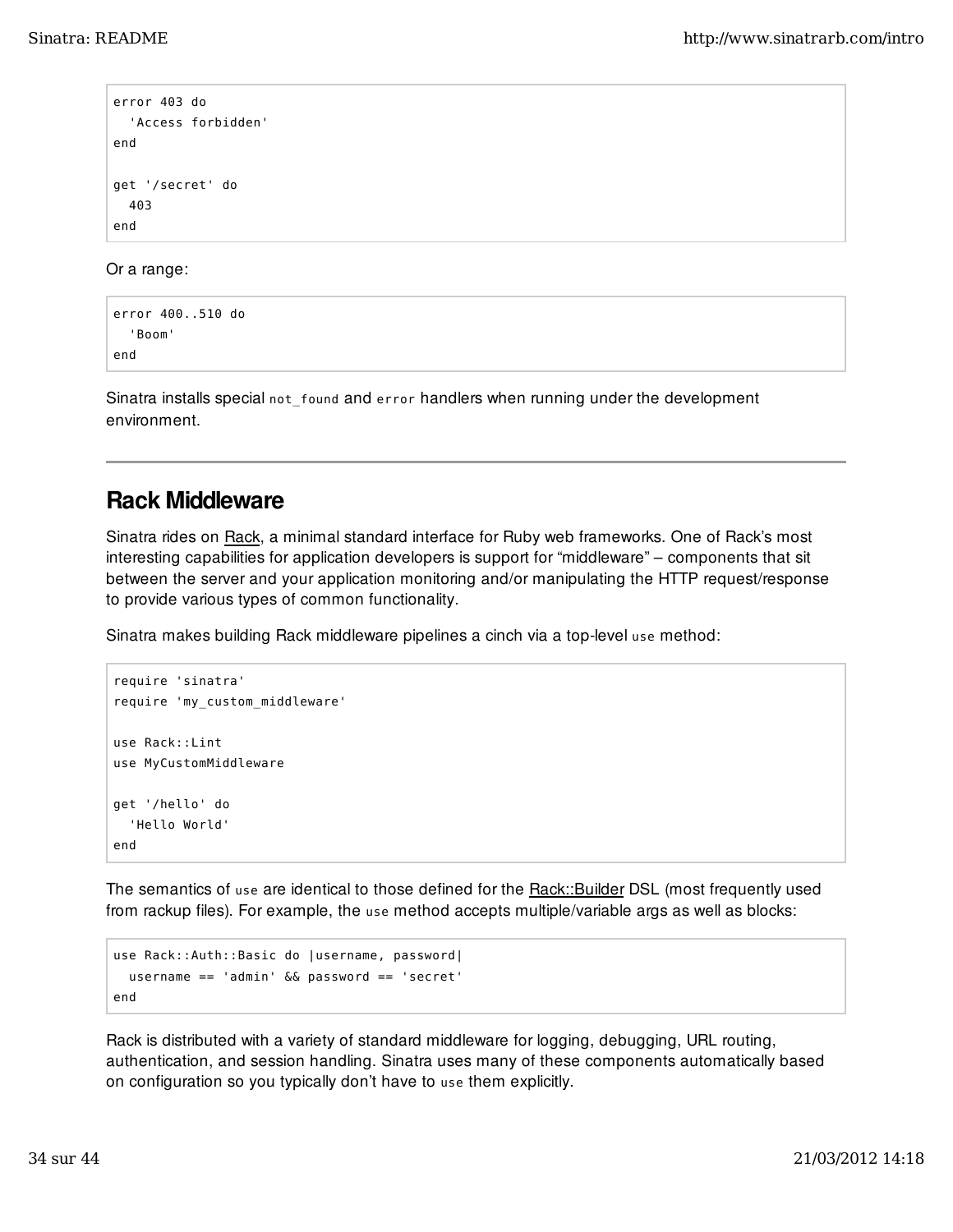```
error 403 do
  'Access forbidden'
end

get '/secret' do
  403
end
```

Or a range:

```
error 400..510 do
  'Boom'
end
```

Sinatra installs special `not_found` and `error` handlers when running under the development environment.

## Rack Middleware

Sinatra rides on Rack, a minimal standard interface for Ruby web frameworks. One of Rack's most interesting capabilities for application developers is support for "middleware" – components that sit between the server and your application monitoring and/or manipulating the HTTP request/response to provide various types of common functionality.

Sinatra makes building Rack middleware pipelines a cinch via a top-level `use` method:

```
require 'sinatra'
require 'my_custom_middleware'

use Rack::Lint
use MyCustomMiddleware

get '/hello' do
  'Hello World'
end
```

The semantics of `use` are identical to those defined for the Rack::Builder DSL (most frequently used from rackup files). For example, the `use` method accepts multiple/variable args as well as blocks:

```
use Rack::Auth::Basic do |username, password|
  username == 'admin' && password == 'secret'
end
```

Rack is distributed with a variety of standard middleware for logging, debugging, URL routing, authentication, and session handling. Sinatra uses many of these components automatically based on configuration so you typically don't have to `use` them explicitly.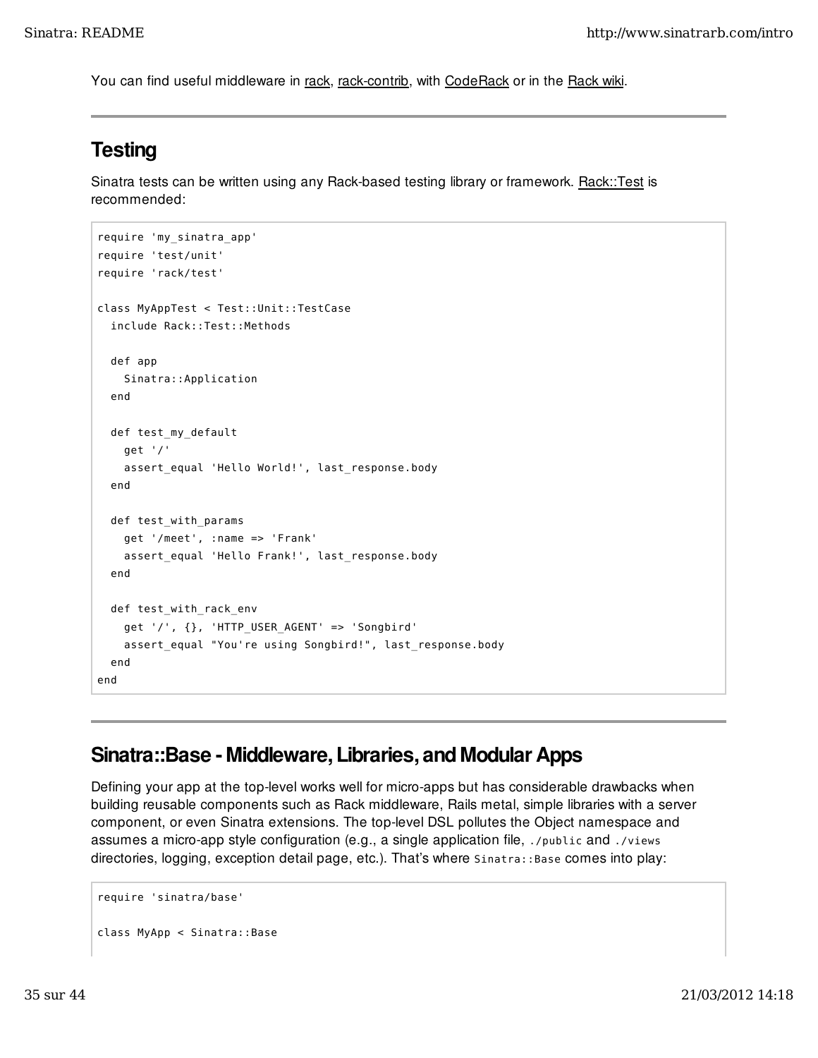You can find useful middleware in rack, rack-contrib, with CodeRack or in the Rack wiki.

---

## Testing

Sinatra tests can be written using any Rack-based testing library or framework. Rack::Test is recommended:

```
require 'my_sinatra_app'
require 'test/unit'
require 'rack/test'

class MyAppTest < Test::Unit::TestCase
  include Rack::Test::Methods

  def app
    Sinatra::Application
  end

  def test_my_default
    get '/'
    assert_equal 'Hello World!', last_response.body
  end

  def test_with_params
    get '/meet', :name => 'Frank'
    assert_equal 'Hello Frank!', last_response.body
  end

  def test_with_rack_env
    get '/', {}, 'HTTP_USER_AGENT' => 'Songbird'
    assert_equal "You're using Songbird!", last_response.body
  end
end
```

---

## Sinatra::Base - Middleware, Libraries, and Modular Apps

Defining your app at the top-level works well for micro-apps but has considerable drawbacks when building reusable components such as Rack middleware, Rails metal, simple libraries with a server component, or even Sinatra extensions. The top-level DSL pollutes the Object namespace and assumes a micro-app style configuration (e.g., a single application file, `./public` and `./views` directories, logging, exception detail page, etc.). That's where `Sinatra::Base` comes into play:

```
require 'sinatra/base'

class MyApp < Sinatra::Base
```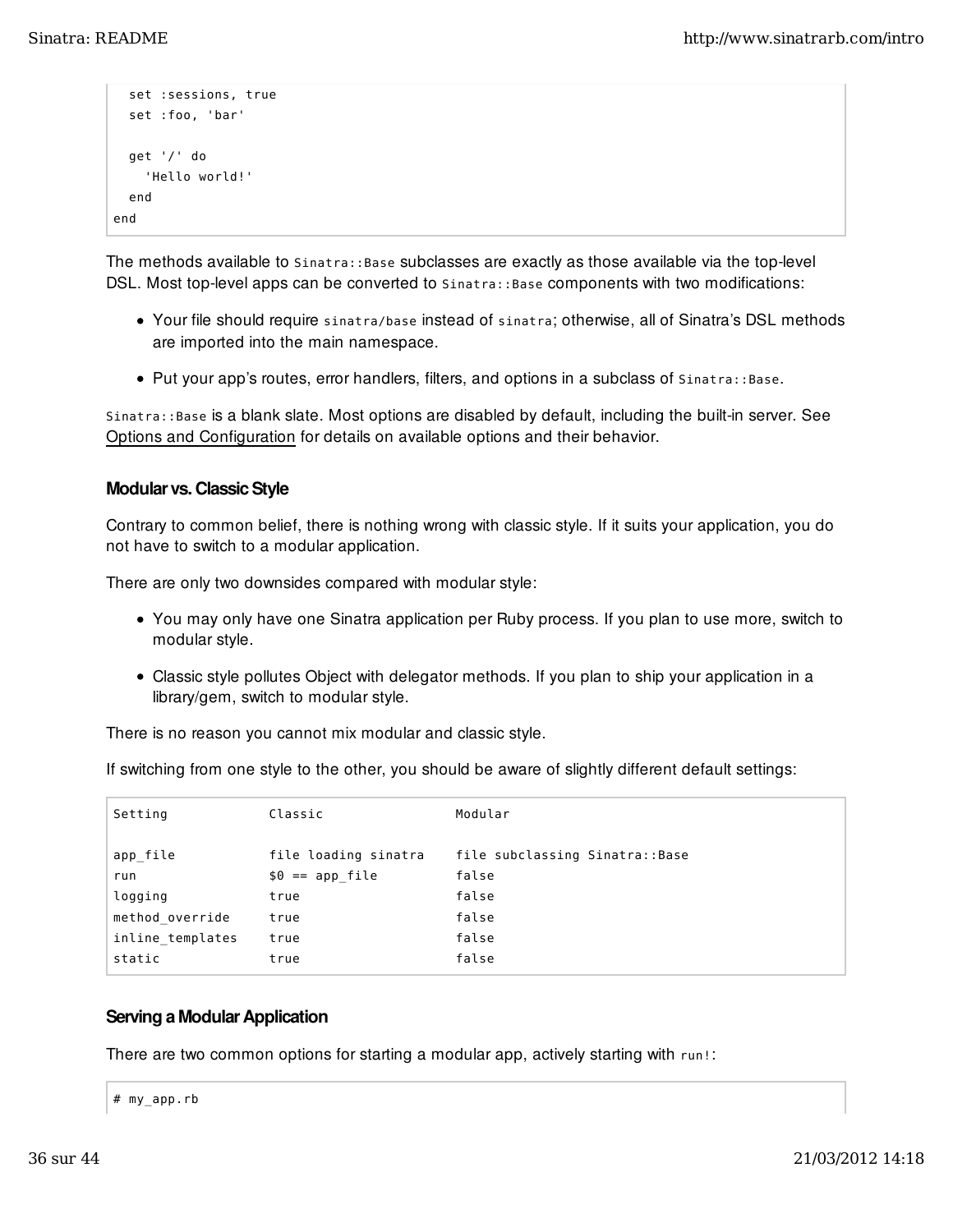```
  set :sessions, true
  set :foo, 'bar'

  get '/' do
    'Hello world!'
  end
end
```

The methods available to `Sinatra::Base` subclasses are exactly as those available via the top-level DSL. Most top-level apps can be converted to `Sinatra::Base` components with two modifications:

- Your file should require `sinatra/base` instead of `sinatra`; otherwise, all of Sinatra's DSL methods are imported into the main namespace.
- Put your app's routes, error handlers, filters, and options in a subclass of `Sinatra::Base`.

`Sinatra::Base` is a blank slate. Most options are disabled by default, including the built-in server. See Options and Configuration for details on available options and their behavior.

### Modular vs. Classic Style

Contrary to common belief, there is nothing wrong with classic style. If it suits your application, you do not have to switch to a modular application.

There are only two downsides compared with modular style:

- You may only have one Sinatra application per Ruby process. If you plan to use more, switch to modular style.
- Classic style pollutes Object with delegator methods. If you plan to ship your application in a library/gem, switch to modular style.

There is no reason you cannot mix modular and classic style.

If switching from one style to the other, you should be aware of slightly different default settings:

```
Setting             Classic                 Modular

app_file            file loading sinatra    file subclassing Sinatra::Base
run                 $0 == app_file          false
logging             true                    false
method_override     true                    false
inline_templates    true                    false
static              true                    false
```

### Serving a Modular Application

There are two common options for starting a modular app, actively starting with `run!`:

```
# my_app.rb
```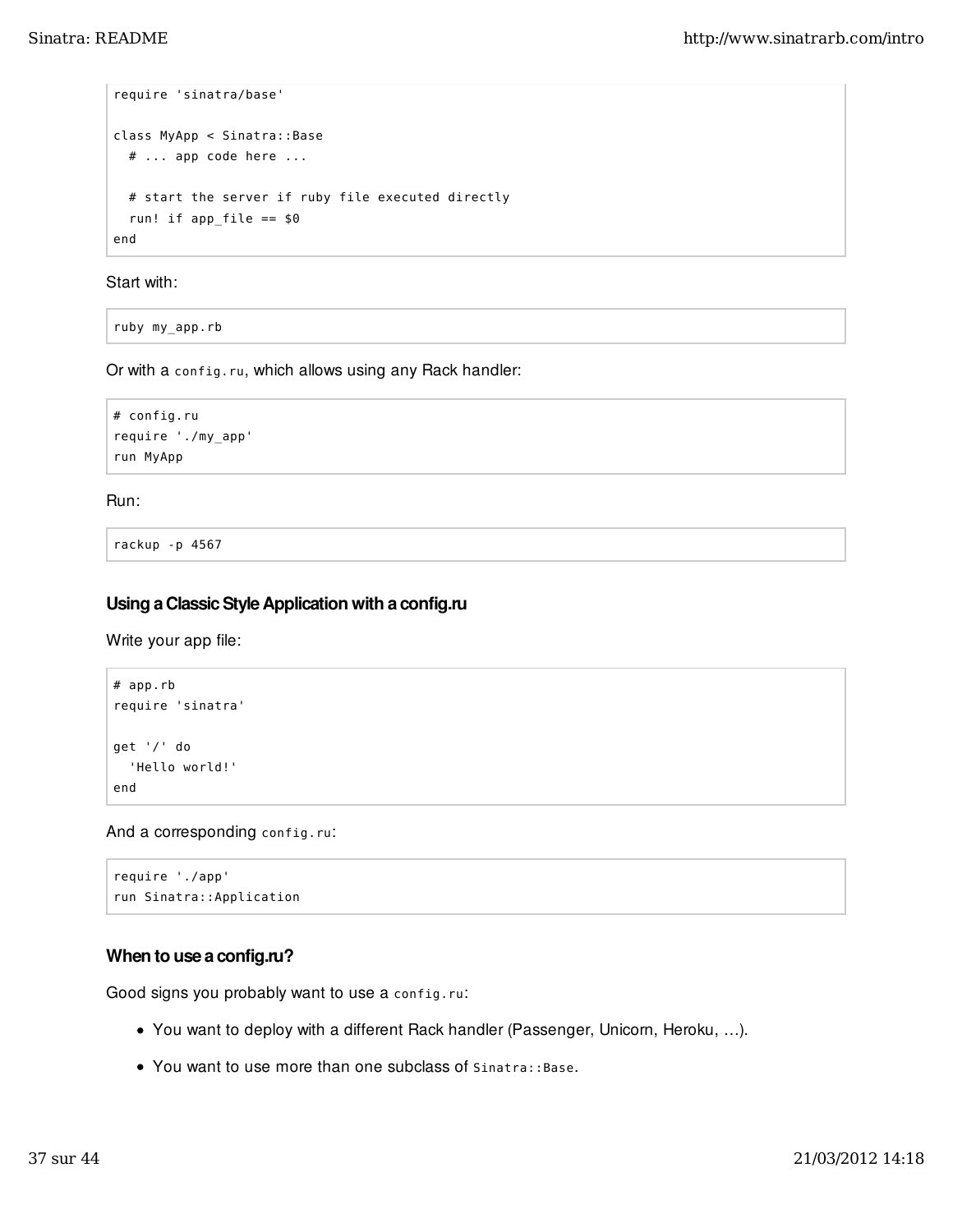```
require 'sinatra/base'

class MyApp < Sinatra::Base
  # ... app code here ...

  # start the server if ruby file executed directly
  run! if app_file == $0
end
```

Start with:

```
ruby my_app.rb
```

Or with a `config.ru`, which allows using any Rack handler:

```
# config.ru
require './my_app'
run MyApp
```

Run:

```
rackup -p 4567
```

### Using a Classic Style Application with a config.ru

Write your app file:

```
# app.rb
require 'sinatra'

get '/' do
  'Hello world!'
end
```

And a corresponding `config.ru`:

```
require './app'
run Sinatra::Application
```

### When to use a config.ru?

Good signs you probably want to use a `config.ru`:

- You want to deploy with a different Rack handler (Passenger, Unicorn, Heroku, …).
- You want to use more than one subclass of `Sinatra::Base`.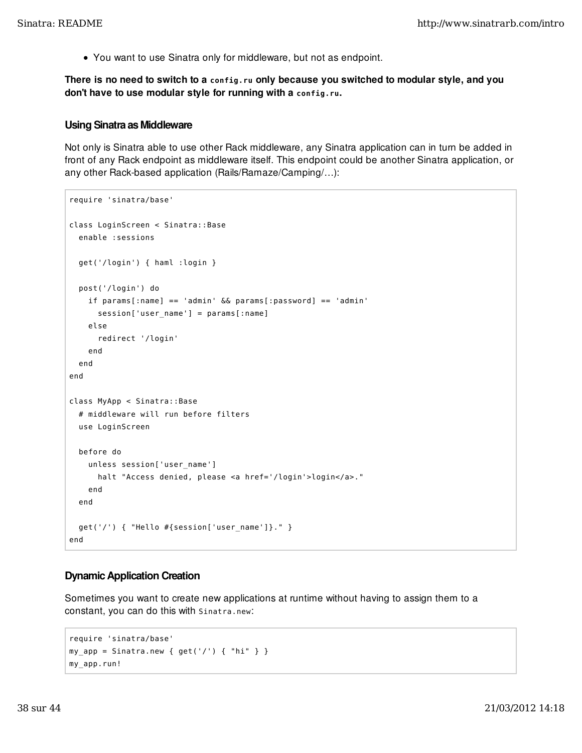- You want to use Sinatra only for middleware, but not as endpoint.

**There is no need to switch to a `config.ru` only because you switched to modular style, and you don't have to use modular style for running with a `config.ru`.**

### Using Sinatra as Middleware

Not only is Sinatra able to use other Rack middleware, any Sinatra application can in turn be added in front of any Rack endpoint as middleware itself. This endpoint could be another Sinatra application, or any other Rack-based application (Rails/Ramaze/Camping/…):

```
require 'sinatra/base'

class LoginScreen < Sinatra::Base
  enable :sessions

  get('/login') { haml :login }

  post('/login') do
    if params[:name] == 'admin' && params[:password] == 'admin'
      session['user_name'] = params[:name]
    else
      redirect '/login'
    end
  end
end

class MyApp < Sinatra::Base
  # middleware will run before filters
  use LoginScreen

  before do
    unless session['user_name']
      halt "Access denied, please <a href='/login'>login</a>."
    end
  end

  get('/') { "Hello #{session['user_name']}." }
end
```

### Dynamic Application Creation

Sometimes you want to create new applications at runtime without having to assign them to a constant, you can do this with `Sinatra.new`:

```
require 'sinatra/base'
my_app = Sinatra.new { get('/') { "hi" } }
my_app.run!
```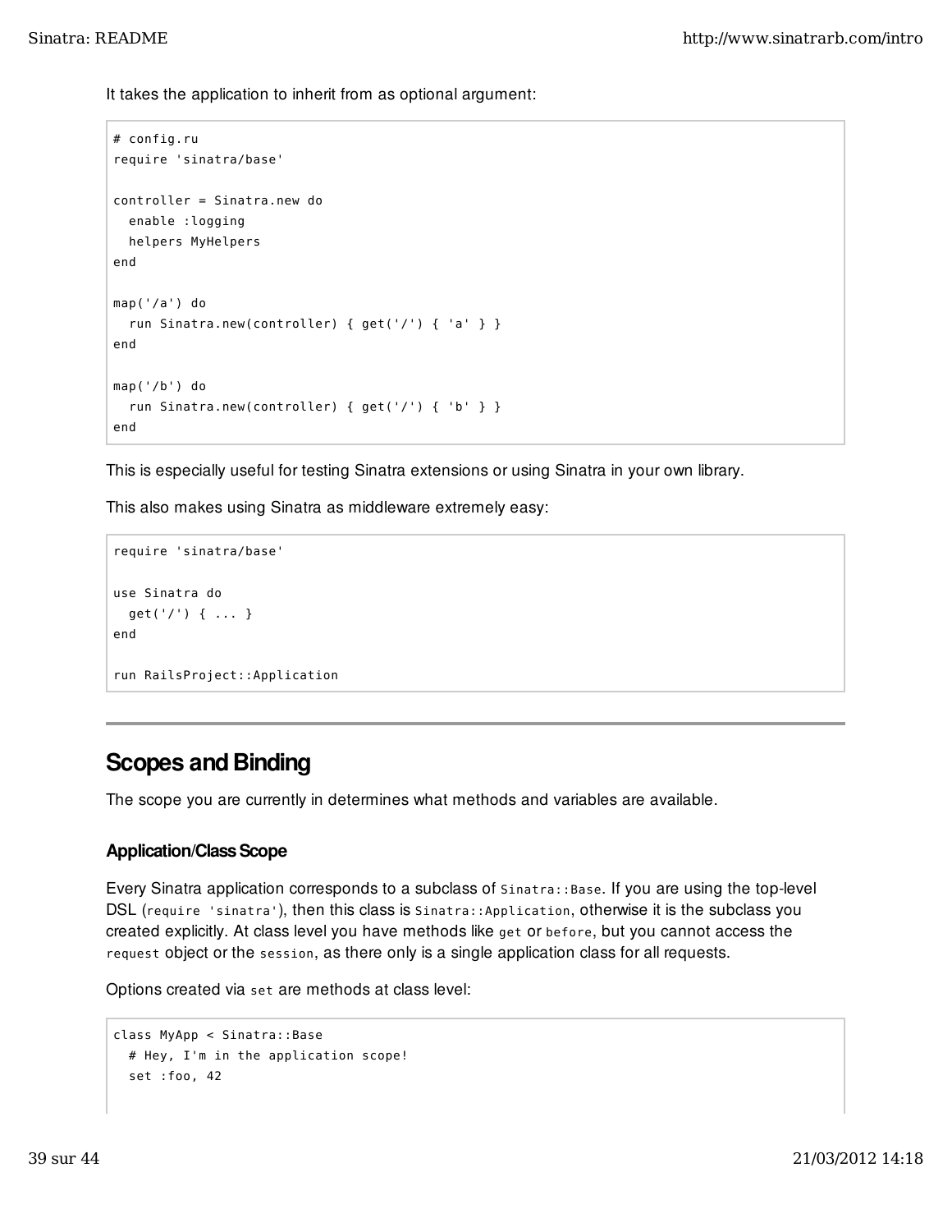It takes the application to inherit from as optional argument:

```
# config.ru
require 'sinatra/base'

controller = Sinatra.new do
  enable :logging
  helpers MyHelpers
end

map('/a') do
  run Sinatra.new(controller) { get('/') { 'a' } }
end

map('/b') do
  run Sinatra.new(controller) { get('/') { 'b' } }
end
```

This is especially useful for testing Sinatra extensions or using Sinatra in your own library.

This also makes using Sinatra as middleware extremely easy:

```
require 'sinatra/base'

use Sinatra do
  get('/') { ... }
end

run RailsProject::Application
```

---

## Scopes and Binding

The scope you are currently in determines what methods and variables are available.

### Application/Class Scope

Every Sinatra application corresponds to a subclass of `Sinatra::Base`. If you are using the top-level DSL (`require 'sinatra'`), then this class is `Sinatra::Application`, otherwise it is the subclass you created explicitly. At class level you have methods like `get` or `before`, but you cannot access the `request` object or the `session`, as there only is a single application class for all requests.

Options created via `set` are methods at class level:

```
class MyApp < Sinatra::Base
  # Hey, I'm in the application scope!
  set :foo, 42
```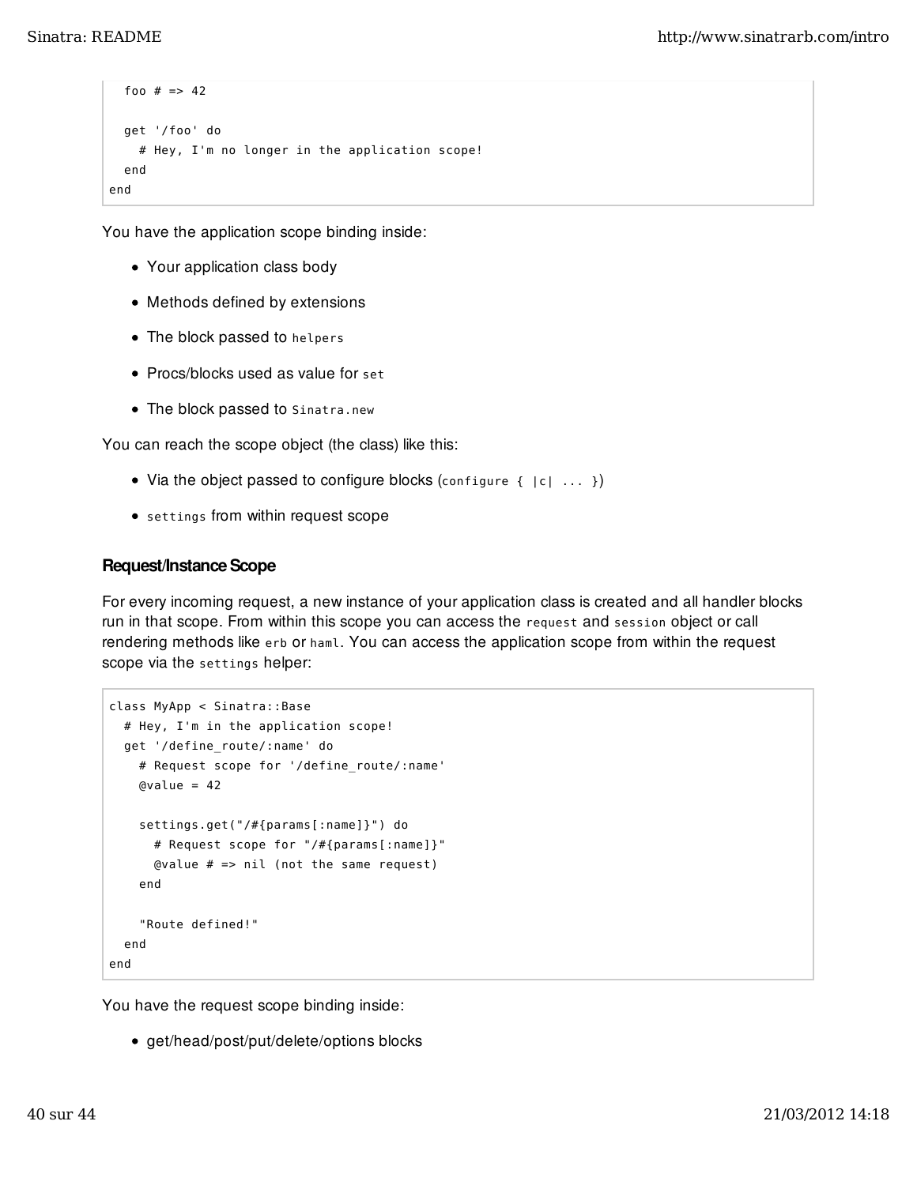```
  foo # => 42

  get '/foo' do
    # Hey, I'm no longer in the application scope!
  end
end
```

You have the application scope binding inside:

- Your application class body
- Methods defined by extensions
- The block passed to `helpers`
- Procs/blocks used as value for `set`
- The block passed to `Sinatra.new`

You can reach the scope object (the class) like this:

- Via the object passed to configure blocks (`configure { |c| ... }`)
- `settings` from within request scope

### Request/Instance Scope

For every incoming request, a new instance of your application class is created and all handler blocks run in that scope. From within this scope you can access the `request` and `session` object or call rendering methods like `erb` or `haml`. You can access the application scope from within the request scope via the `settings` helper:

```
class MyApp < Sinatra::Base
  # Hey, I'm in the application scope!
  get '/define_route/:name' do
    # Request scope for '/define_route/:name'
    @value = 42

    settings.get("/#{params[:name]}") do
      # Request scope for "/#{params[:name]}"
      @value # => nil (not the same request)
    end

    "Route defined!"
  end
end
```

You have the request scope binding inside:

- get/head/post/put/delete/options blocks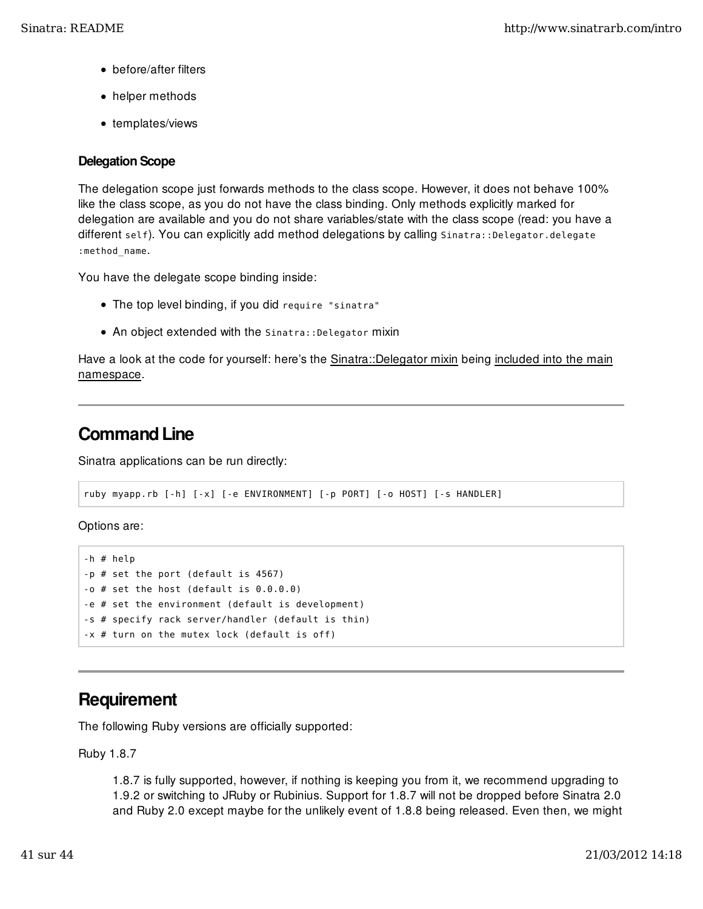- before/after filters
- helper methods
- templates/views

#### Delegation Scope

The delegation scope just forwards methods to the class scope. However, it does not behave 100% like the class scope, as you do not have the class binding. Only methods explicitly marked for delegation are available and you do not share variables/state with the class scope (read: you have a different `self`). You can explicitly add method delegations by calling `Sinatra::Delegator.delegate :method_name`.

You have the delegate scope binding inside:

- The top level binding, if you did `require "sinatra"`
- An object extended with the `Sinatra::Delegator` mixin

Have a look at the code for yourself: here's the Sinatra::Delegator mixin being included into the main namespace.

---

## Command Line

Sinatra applications can be run directly:

```
ruby myapp.rb [-h] [-x] [-e ENVIRONMENT] [-p PORT] [-o HOST] [-s HANDLER]
```

Options are:

```
-h # help
-p # set the port (default is 4567)
-o # set the host (default is 0.0.0.0)
-e # set the environment (default is development)
-s # specify rack server/handler (default is thin)
-x # turn on the mutex lock (default is off)
```

---

## Requirement

The following Ruby versions are officially supported:

Ruby 1.8.7

> 1.8.7 is fully supported, however, if nothing is keeping you from it, we recommend upgrading to 1.9.2 or switching to JRuby or Rubinius. Support for 1.8.7 will not be dropped before Sinatra 2.0 and Ruby 2.0 except maybe for the unlikely event of 1.8.8 being released. Even then, we might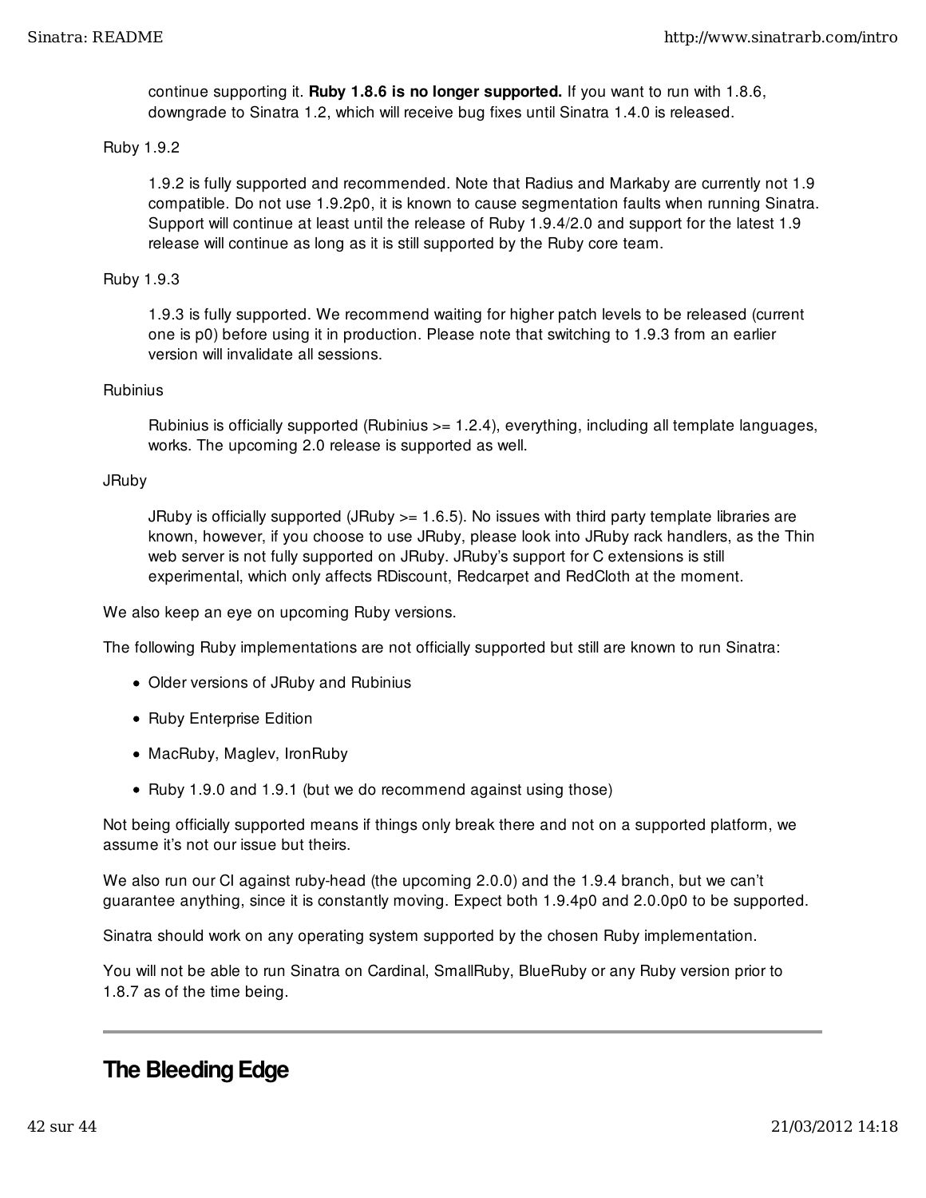continue supporting it. **Ruby 1.8.6 is no longer supported.** If you want to run with 1.8.6, downgrade to Sinatra 1.2, which will receive bug fixes until Sinatra 1.4.0 is released.

Ruby 1.9.2

> 1.9.2 is fully supported and recommended. Note that Radius and Markaby are currently not 1.9 compatible. Do not use 1.9.2p0, it is known to cause segmentation faults when running Sinatra. Support will continue at least until the release of Ruby 1.9.4/2.0 and support for the latest 1.9 release will continue as long as it is still supported by the Ruby core team.

Ruby 1.9.3

> 1.9.3 is fully supported. We recommend waiting for higher patch levels to be released (current one is p0) before using it in production. Please note that switching to 1.9.3 from an earlier version will invalidate all sessions.

Rubinius

> Rubinius is officially supported (Rubinius >= 1.2.4), everything, including all template languages, works. The upcoming 2.0 release is supported as well.

JRuby

> JRuby is officially supported (JRuby >= 1.6.5). No issues with third party template libraries are known, however, if you choose to use JRuby, please look into JRuby rack handlers, as the Thin web server is not fully supported on JRuby. JRuby's support for C extensions is still experimental, which only affects RDiscount, Redcarpet and RedCloth at the moment.

We also keep an eye on upcoming Ruby versions.

The following Ruby implementations are not officially supported but still are known to run Sinatra:

- Older versions of JRuby and Rubinius
- Ruby Enterprise Edition
- MacRuby, Maglev, IronRuby
- Ruby 1.9.0 and 1.9.1 (but we do recommend against using those)

Not being officially supported means if things only break there and not on a supported platform, we assume it's not our issue but theirs.

We also run our CI against ruby-head (the upcoming 2.0.0) and the 1.9.4 branch, but we can't guarantee anything, since it is constantly moving. Expect both 1.9.4p0 and 2.0.0p0 to be supported.

Sinatra should work on any operating system supported by the chosen Ruby implementation.

You will not be able to run Sinatra on Cardinal, SmallRuby, BlueRuby or any Ruby version prior to 1.8.7 as of the time being.

---

## The Bleeding Edge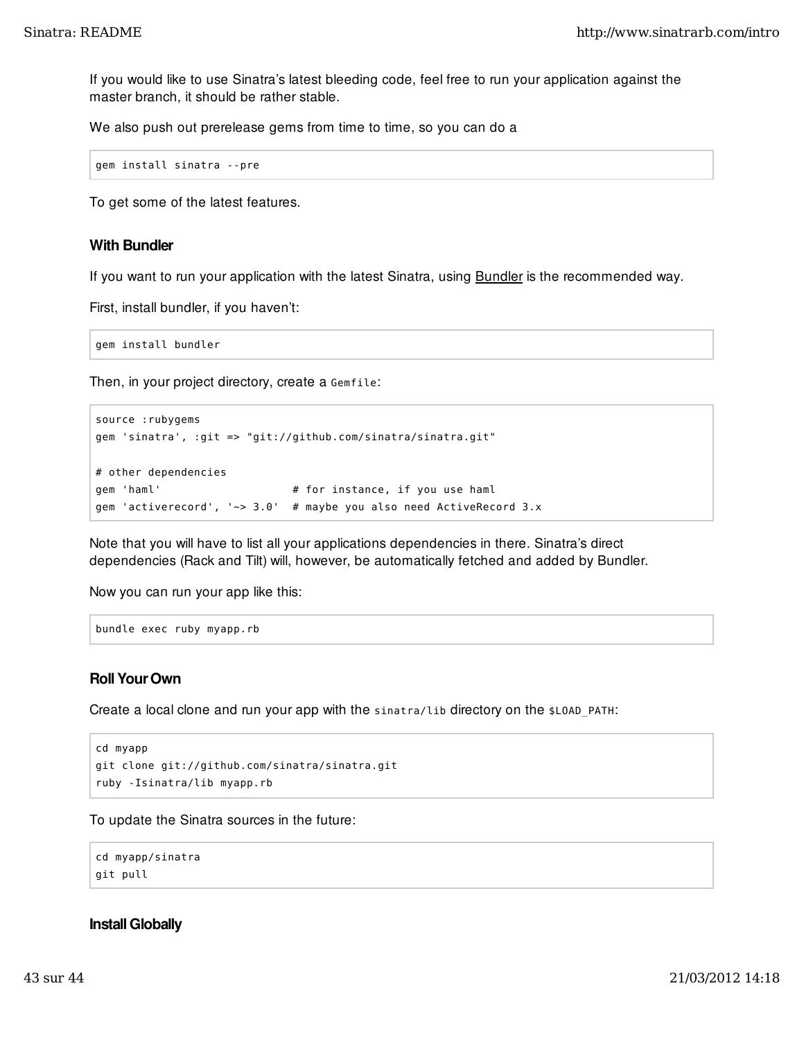If you would like to use Sinatra's latest bleeding code, feel free to run your application against the master branch, it should be rather stable.

We also push out prerelease gems from time to time, so you can do a

```
gem install sinatra --pre
```

To get some of the latest features.

### With Bundler

If you want to run your application with the latest Sinatra, using Bundler is the recommended way.

First, install bundler, if you haven't:

```
gem install bundler
```

Then, in your project directory, create a `Gemfile`:

```
source :rubygems
gem 'sinatra', :git => "git://github.com/sinatra/sinatra.git"

# other dependencies
gem 'haml'                    # for instance, if you use haml
gem 'activerecord', '~> 3.0'  # maybe you also need ActiveRecord 3.x
```

Note that you will have to list all your applications dependencies in there. Sinatra's direct dependencies (Rack and Tilt) will, however, be automatically fetched and added by Bundler.

Now you can run your app like this:

```
bundle exec ruby myapp.rb
```

### Roll Your Own

Create a local clone and run your app with the `sinatra/lib` directory on the `$LOAD_PATH`:

```
cd myapp
git clone git://github.com/sinatra/sinatra.git
ruby -Isinatra/lib myapp.rb
```

To update the Sinatra sources in the future:

```
cd myapp/sinatra
git pull
```

### Install Globally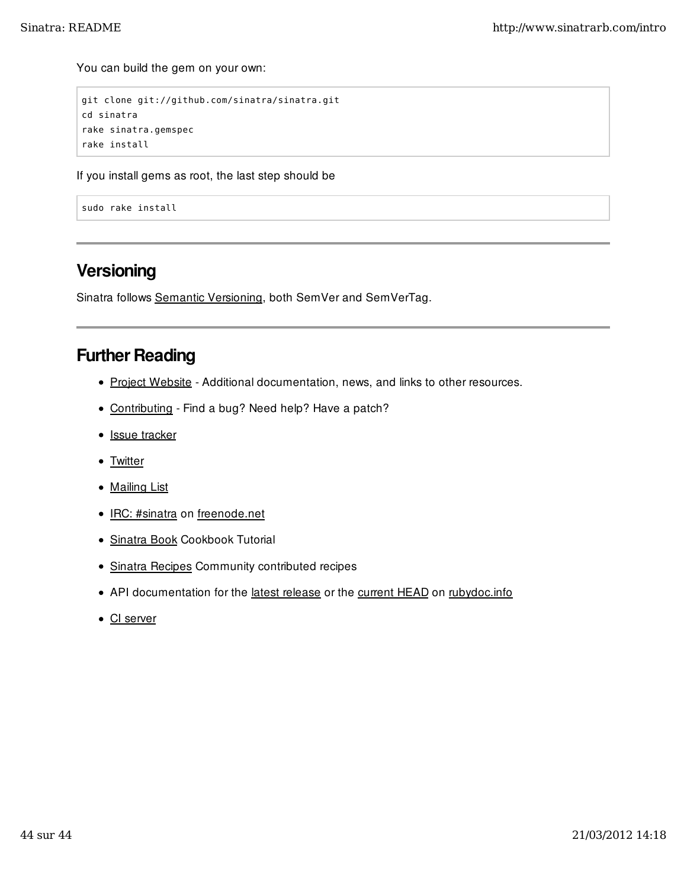You can build the gem on your own:

```
git clone git://github.com/sinatra/sinatra.git
cd sinatra
rake sinatra.gemspec
rake install
```

If you install gems as root, the last step should be

```
sudo rake install
```

---

## Versioning

Sinatra follows Semantic Versioning, both SemVer and SemVerTag.

---

## Further Reading

- Project Website - Additional documentation, news, and links to other resources.
- Contributing - Find a bug? Need help? Have a patch?
- Issue tracker
- Twitter
- Mailing List
- IRC: #sinatra on freenode.net
- Sinatra Book Cookbook Tutorial
- Sinatra Recipes Community contributed recipes
- API documentation for the latest release or the current HEAD on rubydoc.info
- CI server